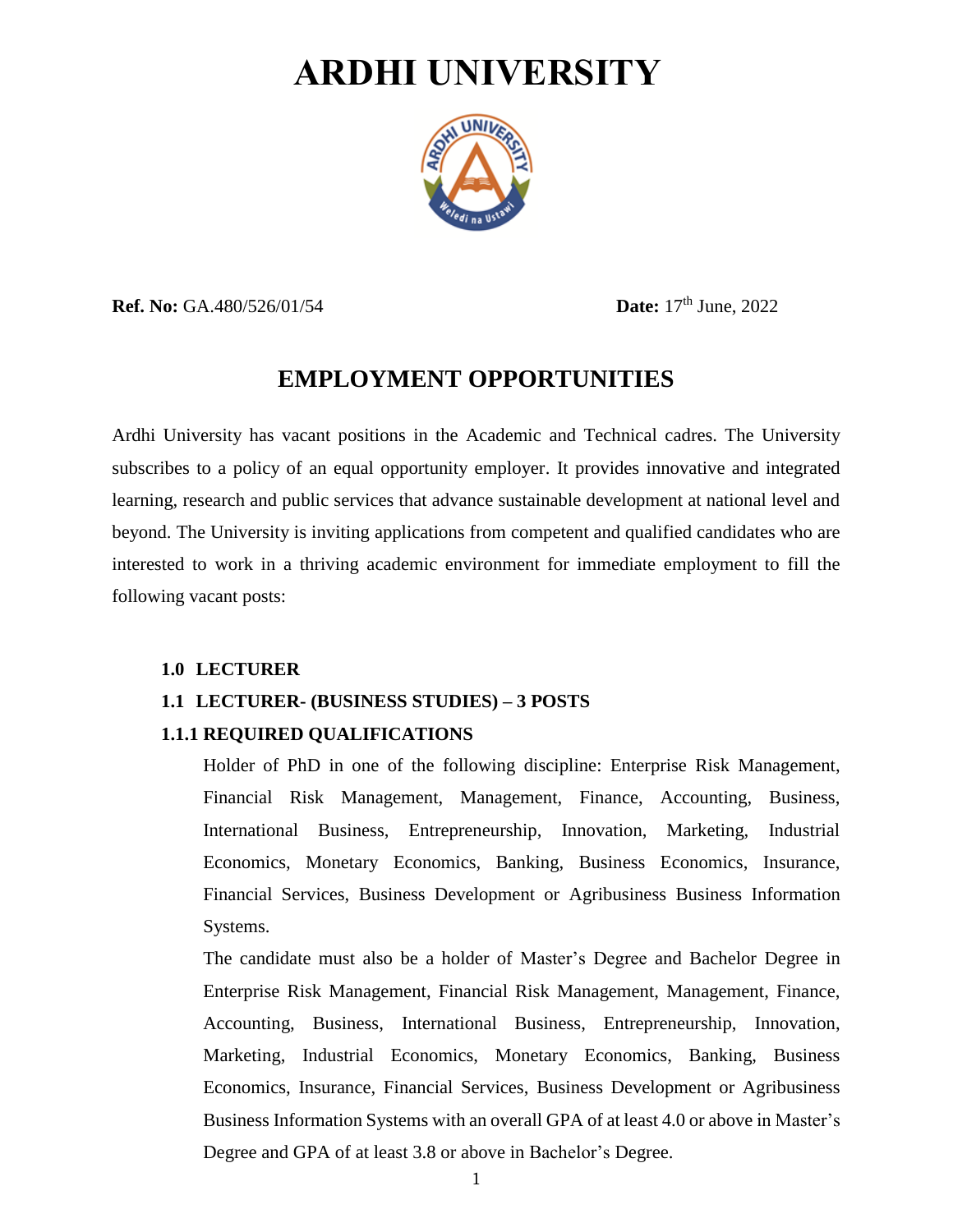# ARDHI UNIVERSITY

**Ref. No:** GA.480/526/01/54 **Date:** 17th June, 2022

## EMPLOYMENT OPPORTUNITIES

Ardhi University has vacant positions in the Academic and Technical cadres. The University subscribes to a policy of an equal opportunity employer. It provides innovative and integrated learning, research and public services that advance sustainable development at national level and beyond. The University is inviting applications from competent and qualified candidates who are interested to work in a thriving academic environment for immediate employment to fill the following vacant posts:

### 1.0 LECTURER

### 1.1 LECTURER- (BUSINESS STUDIES) – 3 POSTS

#### 1.1.1 REQUIRED QUALIFICATIONS

Holder of PhD in one of the following discipline: Enterprise Risk Management, Financial Risk Management, Management, Finance, Accounting, Business, International Business, Entrepreneurship, Innovation, Marketing, Industrial Economics, Monetary Economics, Banking, Business Economics, Insurance, Financial Services, Business Development or Agribusiness Business Information Systems.

The candidate must also be a holder of Master's Degree and Bachelor Degree in Enterprise Risk Management, Financial Risk Management, Management, Finance, Accounting, Business, International Business, Entrepreneurship, Innovation, Marketing, Industrial Economics, Monetary Economics, Banking, Business Economics, Insurance, Financial Services, Business Development or Agribusiness Business Information Systems with an overall GPA of at least 4.0 or above in Master's Degree and GPA of at least 3.8 or above in Bachelor's Degree.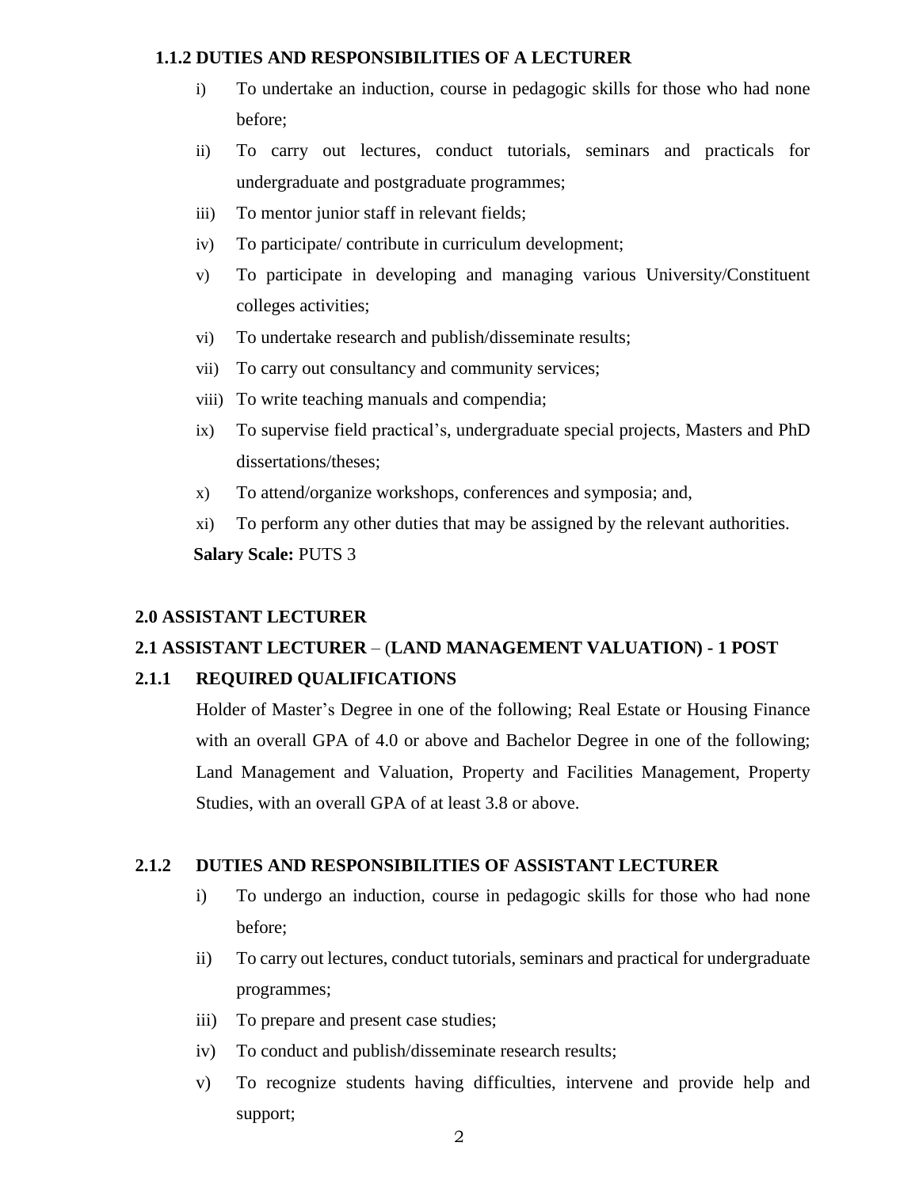### 1.1.2 DUTIES AND RESPONSIBILITIES OF A LECTURER

i) To undertake an induction, course in pedagogic skills for those who had none before;

ii) To carry out lectures, conduct tutorials, seminars and practicals for undergraduate and postgraduate programmes;

iii) To mentor junior staff in relevant fields;

iv) To participate/ contribute in curriculum development;

v) To participate in developing and managing various University/Constituent colleges activities;

vi) To undertake research and publish/disseminate results;

vii) To carry out consultancy and community services;

viii) To write teaching manuals and compendia;

ix) To supervise field practical's, undergraduate special projects, Masters and PhD dissertations/theses;

x) To attend/organize workshops, conferences and symposia; and,

xi) To perform any other duties that may be assigned by the relevant authorities.

**Salary Scale:** PUTS 3

## 2.0 ASSISTANT LECTURER

### 2.1 ASSISTANT LECTURER – (LAND MANAGEMENT VALUATION) - 1 POST

### 2.1.1 REQUIRED QUALIFICATIONS

Holder of Master's Degree in one of the following; Real Estate or Housing Finance with an overall GPA of 4.0 or above and Bachelor Degree in one of the following; Land Management and Valuation, Property and Facilities Management, Property Studies, with an overall GPA of at least 3.8 or above.

### 2.1.2 DUTIES AND RESPONSIBILITIES OF ASSISTANT LECTURER

i) To undergo an induction, course in pedagogic skills for those who had none before;

ii) To carry out lectures, conduct tutorials, seminars and practical for undergraduate programmes;

iii) To prepare and present case studies;

iv) To conduct and publish/disseminate research results;

v) To recognize students having difficulties, intervene and provide help and support;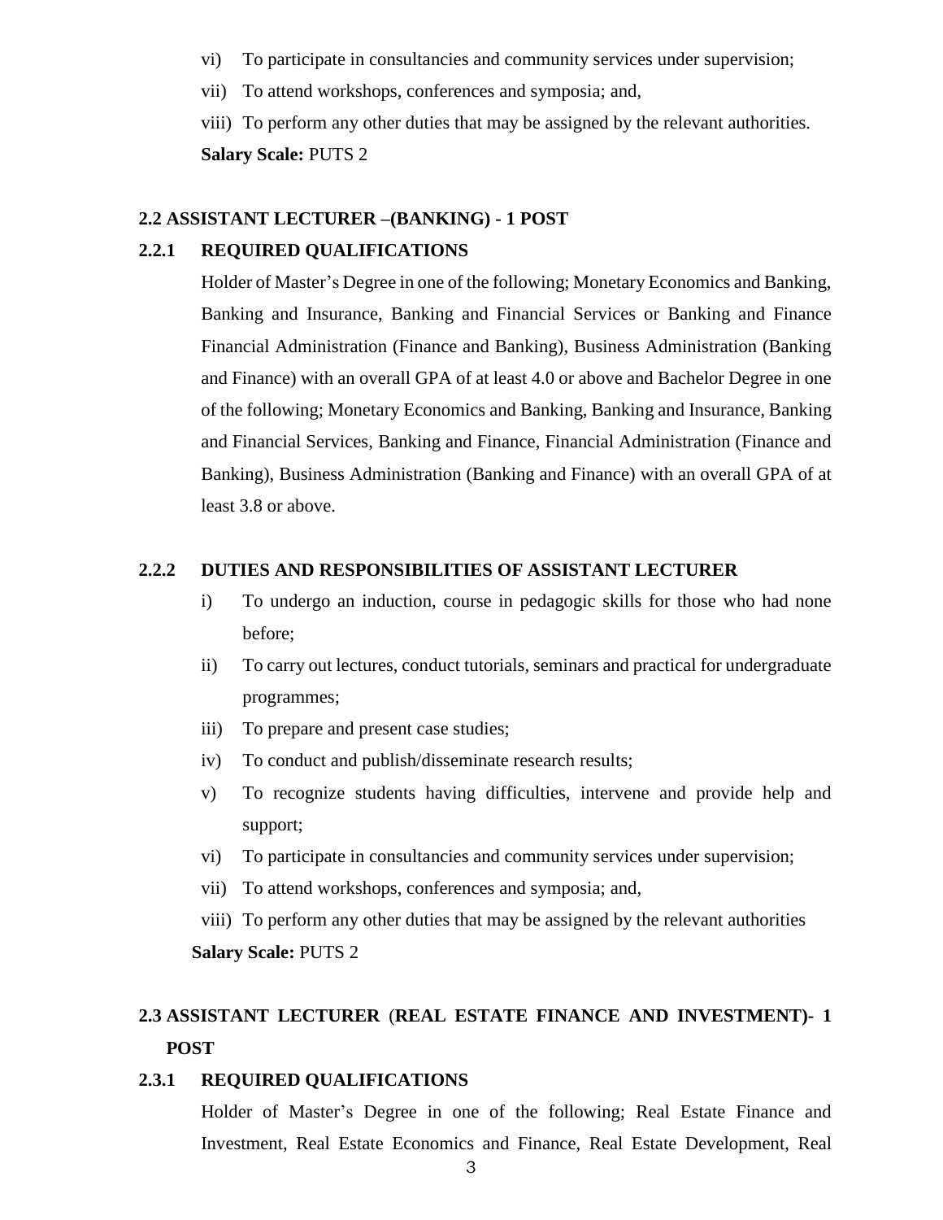vi) To participate in consultancies and community services under supervision;

vii) To attend workshops, conferences and symposia; and,

viii) To perform any other duties that may be assigned by the relevant authorities.

**Salary Scale:** PUTS 2

### 2.2 ASSISTANT LECTURER –(BANKING) - 1 POST

#### 2.2.1 REQUIRED QUALIFICATIONS

Holder of Master's Degree in one of the following; Monetary Economics and Banking, Banking and Insurance, Banking and Financial Services or Banking and Finance Financial Administration (Finance and Banking), Business Administration (Banking and Finance) with an overall GPA of at least 4.0 or above and Bachelor Degree in one of the following; Monetary Economics and Banking, Banking and Insurance, Banking and Financial Services, Banking and Finance, Financial Administration (Finance and Banking), Business Administration (Banking and Finance) with an overall GPA of at least 3.8 or above.

#### 2.2.2 DUTIES AND RESPONSIBILITIES OF ASSISTANT LECTURER

i) To undergo an induction, course in pedagogic skills for those who had none before;

ii) To carry out lectures, conduct tutorials, seminars and practical for undergraduate programmes;

iii) To prepare and present case studies;

iv) To conduct and publish/disseminate research results;

v) To recognize students having difficulties, intervene and provide help and support;

vi) To participate in consultancies and community services under supervision;

vii) To attend workshops, conferences and symposia; and,

viii) To perform any other duties that may be assigned by the relevant authorities

**Salary Scale:** PUTS 2

### 2.3 ASSISTANT LECTURER (REAL ESTATE FINANCE AND INVESTMENT)- 1 POST

#### 2.3.1 REQUIRED QUALIFICATIONS

Holder of Master's Degree in one of the following; Real Estate Finance and Investment, Real Estate Economics and Finance, Real Estate Development, Real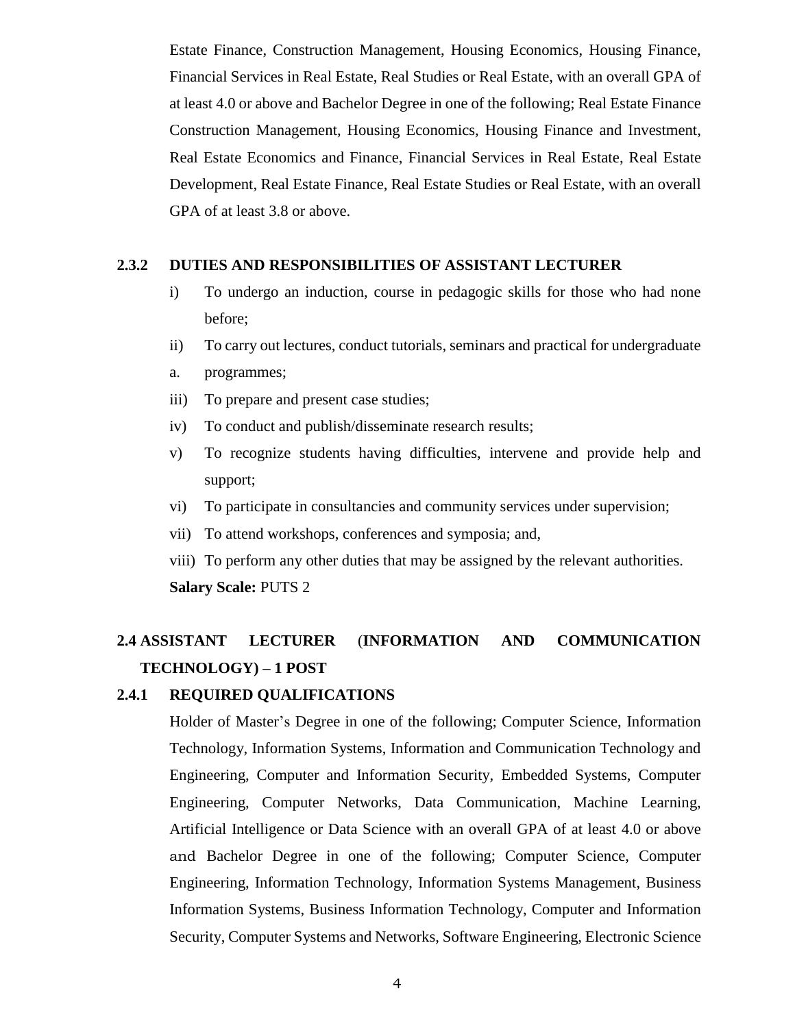Estate Finance, Construction Management, Housing Economics, Housing Finance, Financial Services in Real Estate, Real Studies or Real Estate, with an overall GPA of at least 4.0 or above and Bachelor Degree in one of the following; Real Estate Finance Construction Management, Housing Economics, Housing Finance and Investment, Real Estate Economics and Finance, Financial Services in Real Estate, Real Estate Development, Real Estate Finance, Real Estate Studies or Real Estate, with an overall GPA of at least 3.8 or above.

### 2.3.2 DUTIES AND RESPONSIBILITIES OF ASSISTANT LECTURER

i) To undergo an induction, course in pedagogic skills for those who had none before;

ii) To carry out lectures, conduct tutorials, seminars and practical for undergraduate

a. programmes;

iii) To prepare and present case studies;

iv) To conduct and publish/disseminate research results;

v) To recognize students having difficulties, intervene and provide help and support;

vi) To participate in consultancies and community services under supervision;

vii) To attend workshops, conferences and symposia; and,

viii) To perform any other duties that may be assigned by the relevant authorities.

**Salary Scale:** PUTS 2

## 2.4 ASSISTANT LECTURER (INFORMATION AND COMMUNICATION TECHNOLOGY) – 1 POST

### 2.4.1 REQUIRED QUALIFICATIONS

Holder of Master's Degree in one of the following; Computer Science, Information Technology, Information Systems, Information and Communication Technology and Engineering, Computer and Information Security, Embedded Systems, Computer Engineering, Computer Networks, Data Communication, Machine Learning, Artificial Intelligence or Data Science with an overall GPA of at least 4.0 or above and Bachelor Degree in one of the following; Computer Science, Computer Engineering, Information Technology, Information Systems Management, Business Information Systems, Business Information Technology, Computer and Information Security, Computer Systems and Networks, Software Engineering, Electronic Science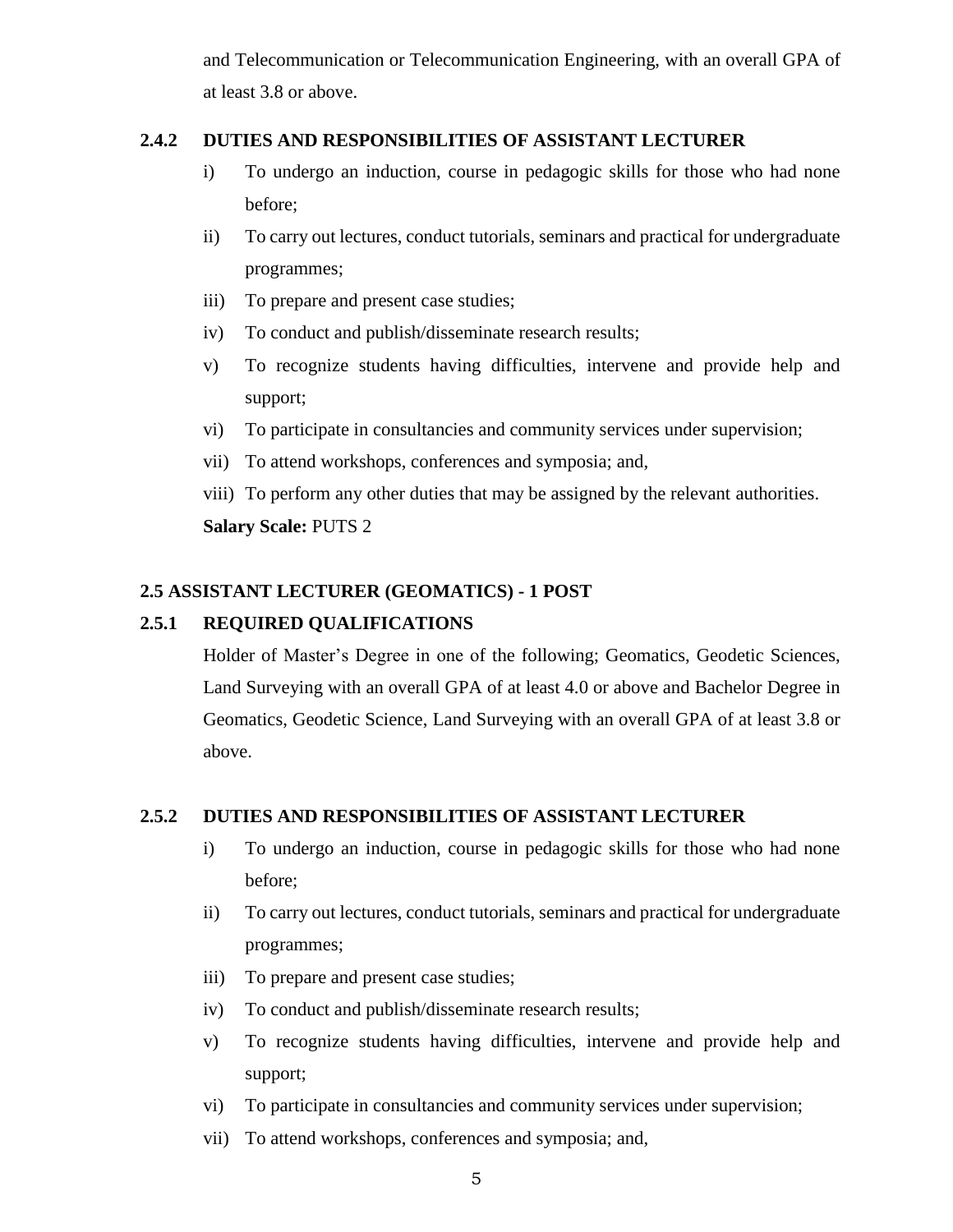and Telecommunication or Telecommunication Engineering, with an overall GPA of at least 3.8 or above.

### 2.4.2 DUTIES AND RESPONSIBILITIES OF ASSISTANT LECTURER

i) To undergo an induction, course in pedagogic skills for those who had none before;

ii) To carry out lectures, conduct tutorials, seminars and practical for undergraduate programmes;

iii) To prepare and present case studies;

iv) To conduct and publish/disseminate research results;

v) To recognize students having difficulties, intervene and provide help and support;

vi) To participate in consultancies and community services under supervision;

vii) To attend workshops, conferences and symposia; and,

viii) To perform any other duties that may be assigned by the relevant authorities.

**Salary Scale:** PUTS 2

## 2.5 ASSISTANT LECTURER (GEOMATICS) - 1 POST

### 2.5.1 REQUIRED QUALIFICATIONS

Holder of Master's Degree in one of the following; Geomatics, Geodetic Sciences, Land Surveying with an overall GPA of at least 4.0 or above and Bachelor Degree in Geomatics, Geodetic Science, Land Surveying with an overall GPA of at least 3.8 or above.

### 2.5.2 DUTIES AND RESPONSIBILITIES OF ASSISTANT LECTURER

i) To undergo an induction, course in pedagogic skills for those who had none before;

ii) To carry out lectures, conduct tutorials, seminars and practical for undergraduate programmes;

iii) To prepare and present case studies;

iv) To conduct and publish/disseminate research results;

v) To recognize students having difficulties, intervene and provide help and support;

vi) To participate in consultancies and community services under supervision;

vii) To attend workshops, conferences and symposia; and,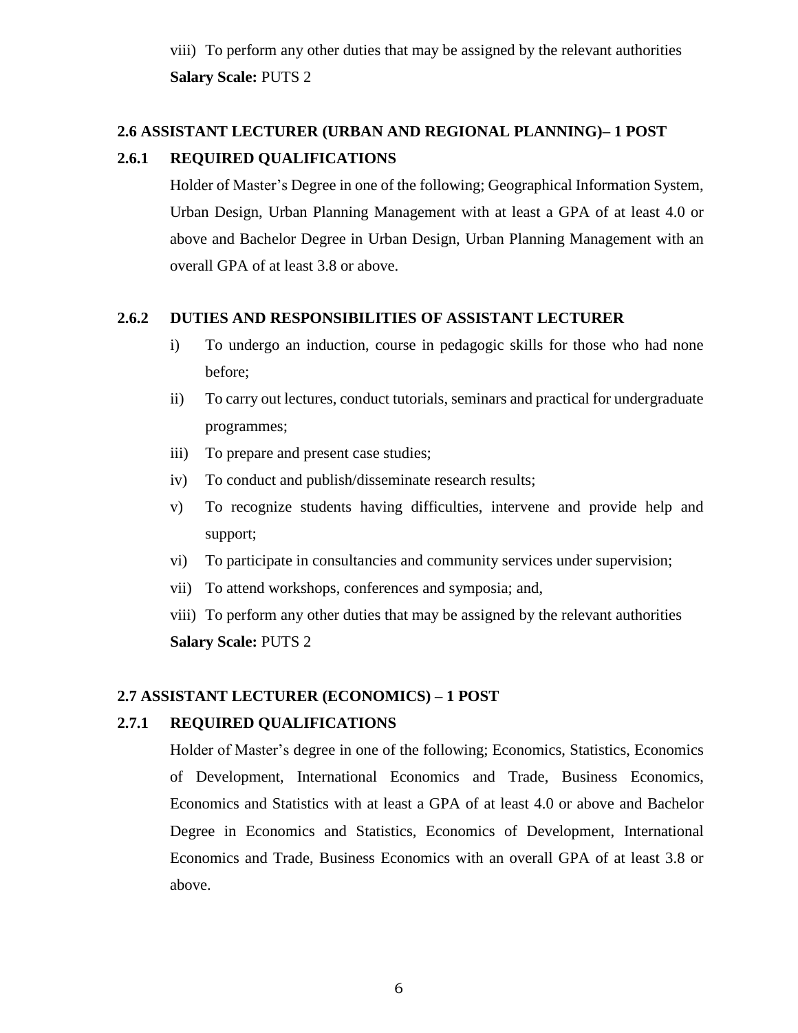viii) To perform any other duties that may be assigned by the relevant authorities

**Salary Scale:** PUTS 2

### 2.6 ASSISTANT LECTURER (URBAN AND REGIONAL PLANNING)– 1 POST

#### 2.6.1 REQUIRED QUALIFICATIONS

Holder of Master's Degree in one of the following; Geographical Information System, Urban Design, Urban Planning Management with at least a GPA of at least 4.0 or above and Bachelor Degree in Urban Design, Urban Planning Management with an overall GPA of at least 3.8 or above.

#### 2.6.2 DUTIES AND RESPONSIBILITIES OF ASSISTANT LECTURER

i) To undergo an induction, course in pedagogic skills for those who had none before;

ii) To carry out lectures, conduct tutorials, seminars and practical for undergraduate programmes;

iii) To prepare and present case studies;

iv) To conduct and publish/disseminate research results;

v) To recognize students having difficulties, intervene and provide help and support;

vi) To participate in consultancies and community services under supervision;

vii) To attend workshops, conferences and symposia; and,

viii) To perform any other duties that may be assigned by the relevant authorities

**Salary Scale:** PUTS 2

### 2.7 ASSISTANT LECTURER (ECONOMICS) – 1 POST

#### 2.7.1 REQUIRED QUALIFICATIONS

Holder of Master's degree in one of the following; Economics, Statistics, Economics of Development, International Economics and Trade, Business Economics, Economics and Statistics with at least a GPA of at least 4.0 or above and Bachelor Degree in Economics and Statistics, Economics of Development, International Economics and Trade, Business Economics with an overall GPA of at least 3.8 or above.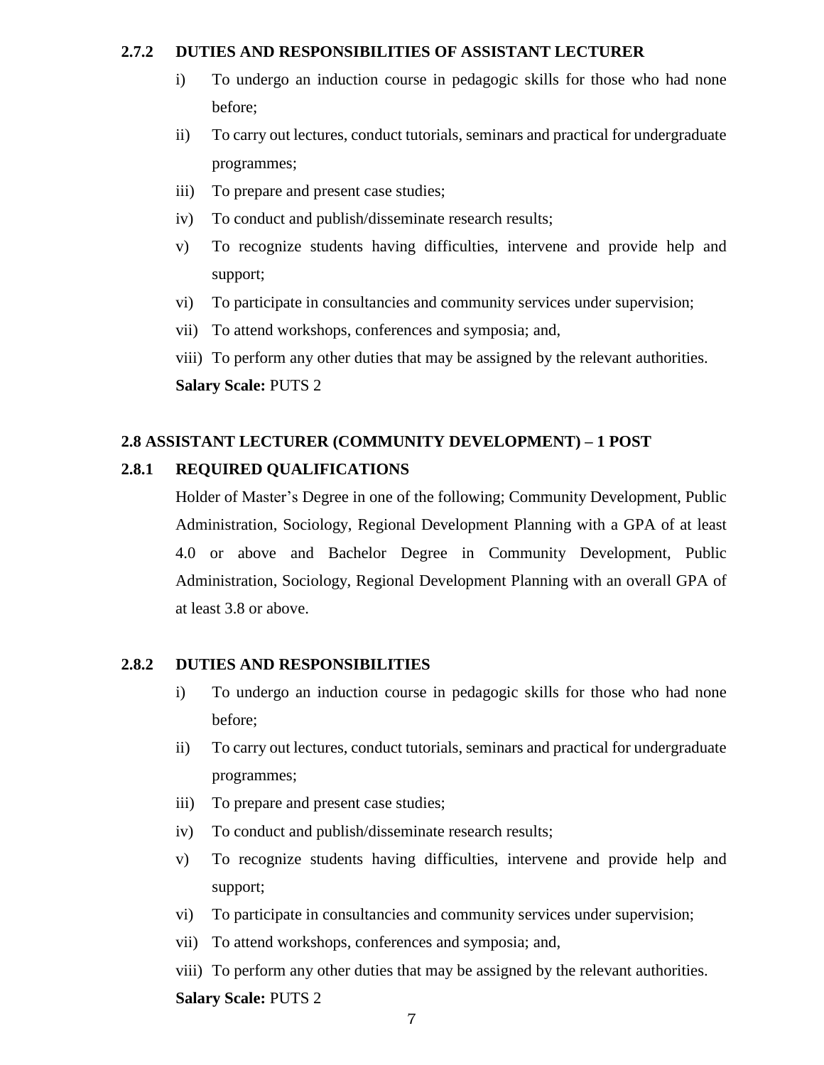### 2.7.2 DUTIES AND RESPONSIBILITIES OF ASSISTANT LECTURER

i) To undergo an induction course in pedagogic skills for those who had none before;
ii) To carry out lectures, conduct tutorials, seminars and practical for undergraduate programmes;
iii) To prepare and present case studies;
iv) To conduct and publish/disseminate research results;
v) To recognize students having difficulties, intervene and provide help and support;
vi) To participate in consultancies and community services under supervision;
vii) To attend workshops, conferences and symposia; and,
viii) To perform any other duties that may be assigned by the relevant authorities.

**Salary Scale:** PUTS 2

## 2.8 ASSISTANT LECTURER (COMMUNITY DEVELOPMENT) – 1 POST

### 2.8.1 REQUIRED QUALIFICATIONS

Holder of Master's Degree in one of the following; Community Development, Public Administration, Sociology, Regional Development Planning with a GPA of at least 4.0 or above and Bachelor Degree in Community Development, Public Administration, Sociology, Regional Development Planning with an overall GPA of at least 3.8 or above.

### 2.8.2 DUTIES AND RESPONSIBILITIES

i) To undergo an induction course in pedagogic skills for those who had none before;
ii) To carry out lectures, conduct tutorials, seminars and practical for undergraduate programmes;
iii) To prepare and present case studies;
iv) To conduct and publish/disseminate research results;
v) To recognize students having difficulties, intervene and provide help and support;
vi) To participate in consultancies and community services under supervision;
vii) To attend workshops, conferences and symposia; and,
viii) To perform any other duties that may be assigned by the relevant authorities.

**Salary Scale:** PUTS 2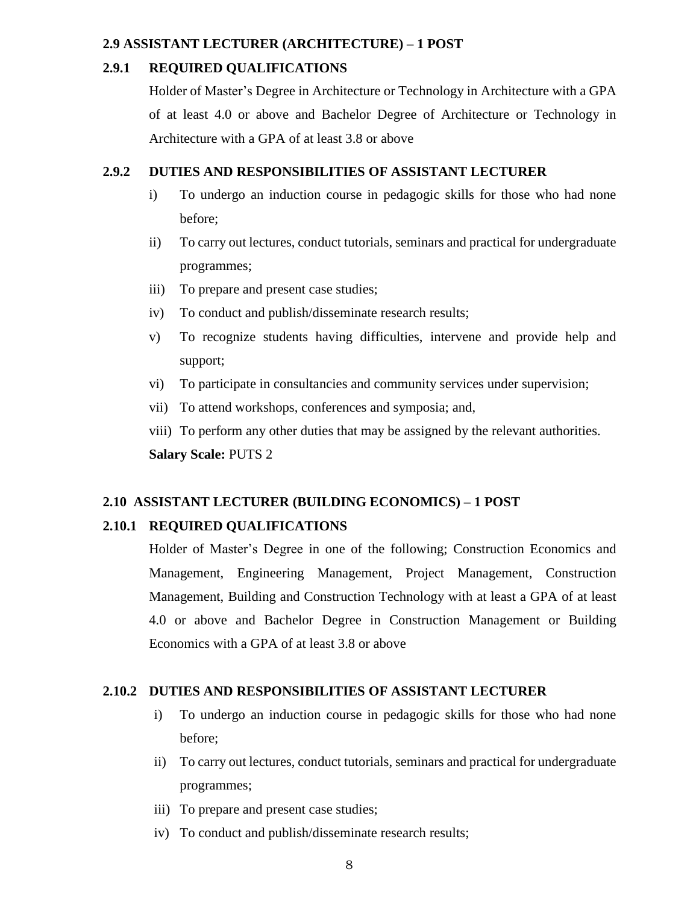### 2.9 ASSISTANT LECTURER (ARCHITECTURE) – 1 POST

#### 2.9.1 REQUIRED QUALIFICATIONS

Holder of Master's Degree in Architecture or Technology in Architecture with a GPA of at least 4.0 or above and Bachelor Degree of Architecture or Technology in Architecture with a GPA of at least 3.8 or above

#### 2.9.2 DUTIES AND RESPONSIBILITIES OF ASSISTANT LECTURER

i) To undergo an induction course in pedagogic skills for those who had none before;

ii) To carry out lectures, conduct tutorials, seminars and practical for undergraduate programmes;

iii) To prepare and present case studies;

iv) To conduct and publish/disseminate research results;

v) To recognize students having difficulties, intervene and provide help and support;

vi) To participate in consultancies and community services under supervision;

vii) To attend workshops, conferences and symposia; and,

viii) To perform any other duties that may be assigned by the relevant authorities.

**Salary Scale:** PUTS 2

### 2.10 ASSISTANT LECTURER (BUILDING ECONOMICS) – 1 POST

#### 2.10.1 REQUIRED QUALIFICATIONS

Holder of Master's Degree in one of the following; Construction Economics and Management, Engineering Management, Project Management, Construction Management, Building and Construction Technology with at least a GPA of at least 4.0 or above and Bachelor Degree in Construction Management or Building Economics with a GPA of at least 3.8 or above

#### 2.10.2 DUTIES AND RESPONSIBILITIES OF ASSISTANT LECTURER

i) To undergo an induction course in pedagogic skills for those who had none before;

ii) To carry out lectures, conduct tutorials, seminars and practical for undergraduate programmes;

iii) To prepare and present case studies;

iv) To conduct and publish/disseminate research results;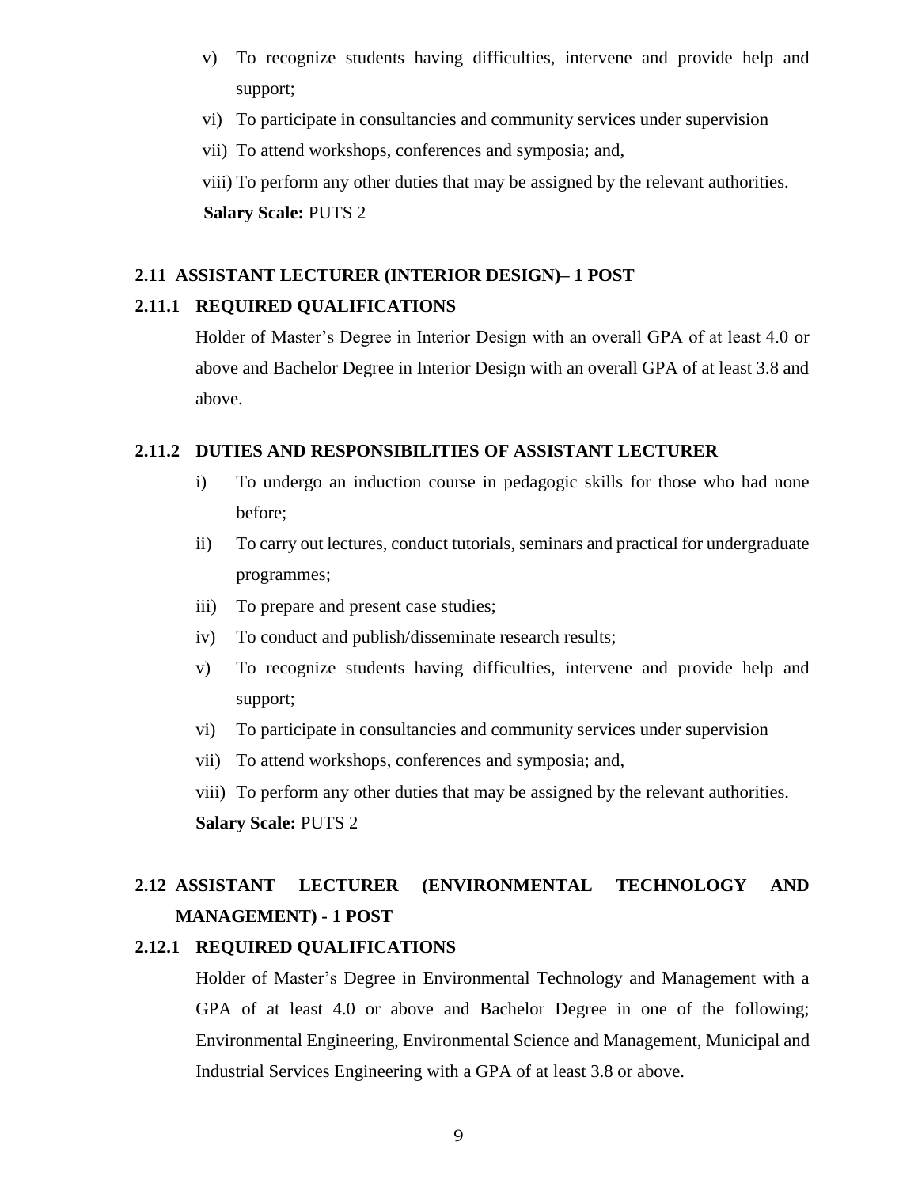v) To recognize students having difficulties, intervene and provide help and support;

vi) To participate in consultancies and community services under supervision

vii) To attend workshops, conferences and symposia; and,

viii) To perform any other duties that may be assigned by the relevant authorities.

**Salary Scale:** PUTS 2

### 2.11 ASSISTANT LECTURER (INTERIOR DESIGN)– 1 POST

#### 2.11.1 REQUIRED QUALIFICATIONS

Holder of Master's Degree in Interior Design with an overall GPA of at least 4.0 or above and Bachelor Degree in Interior Design with an overall GPA of at least 3.8 and above.

#### 2.11.2 DUTIES AND RESPONSIBILITIES OF ASSISTANT LECTURER

i) To undergo an induction course in pedagogic skills for those who had none before;

ii) To carry out lectures, conduct tutorials, seminars and practical for undergraduate programmes;

iii) To prepare and present case studies;

iv) To conduct and publish/disseminate research results;

v) To recognize students having difficulties, intervene and provide help and support;

vi) To participate in consultancies and community services under supervision

vii) To attend workshops, conferences and symposia; and,

viii) To perform any other duties that may be assigned by the relevant authorities.

**Salary Scale:** PUTS 2

### 2.12 ASSISTANT LECTURER (ENVIRONMENTAL TECHNOLOGY AND MANAGEMENT) - 1 POST

#### 2.12.1 REQUIRED QUALIFICATIONS

Holder of Master's Degree in Environmental Technology and Management with a GPA of at least 4.0 or above and Bachelor Degree in one of the following; Environmental Engineering, Environmental Science and Management, Municipal and Industrial Services Engineering with a GPA of at least 3.8 or above.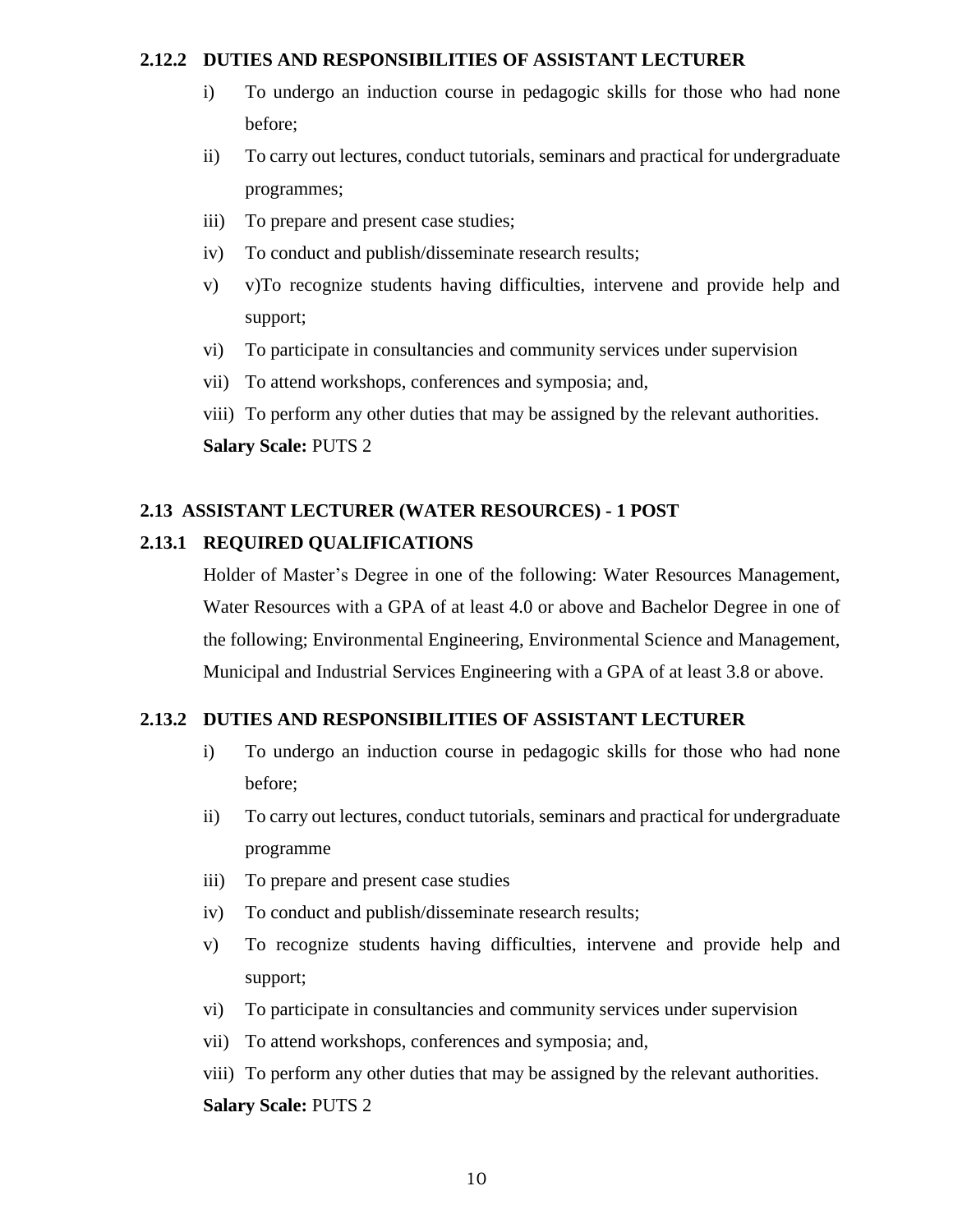### 2.12.2 DUTIES AND RESPONSIBILITIES OF ASSISTANT LECTURER

i) To undergo an induction course in pedagogic skills for those who had none before;

ii) To carry out lectures, conduct tutorials, seminars and practical for undergraduate programmes;

iii) To prepare and present case studies;

iv) To conduct and publish/disseminate research results;

v) v)To recognize students having difficulties, intervene and provide help and support;

vi) To participate in consultancies and community services under supervision

vii) To attend workshops, conferences and symposia; and,

viii) To perform any other duties that may be assigned by the relevant authorities.

**Salary Scale:** PUTS 2

## 2.13 ASSISTANT LECTURER (WATER RESOURCES) - 1 POST

### 2.13.1 REQUIRED QUALIFICATIONS

Holder of Master's Degree in one of the following: Water Resources Management, Water Resources with a GPA of at least 4.0 or above and Bachelor Degree in one of the following; Environmental Engineering, Environmental Science and Management, Municipal and Industrial Services Engineering with a GPA of at least 3.8 or above.

### 2.13.2 DUTIES AND RESPONSIBILITIES OF ASSISTANT LECTURER

i) To undergo an induction course in pedagogic skills for those who had none before;

ii) To carry out lectures, conduct tutorials, seminars and practical for undergraduate programme

iii) To prepare and present case studies

iv) To conduct and publish/disseminate research results;

v) To recognize students having difficulties, intervene and provide help and support;

vi) To participate in consultancies and community services under supervision

vii) To attend workshops, conferences and symposia; and,

viii) To perform any other duties that may be assigned by the relevant authorities.

**Salary Scale:** PUTS 2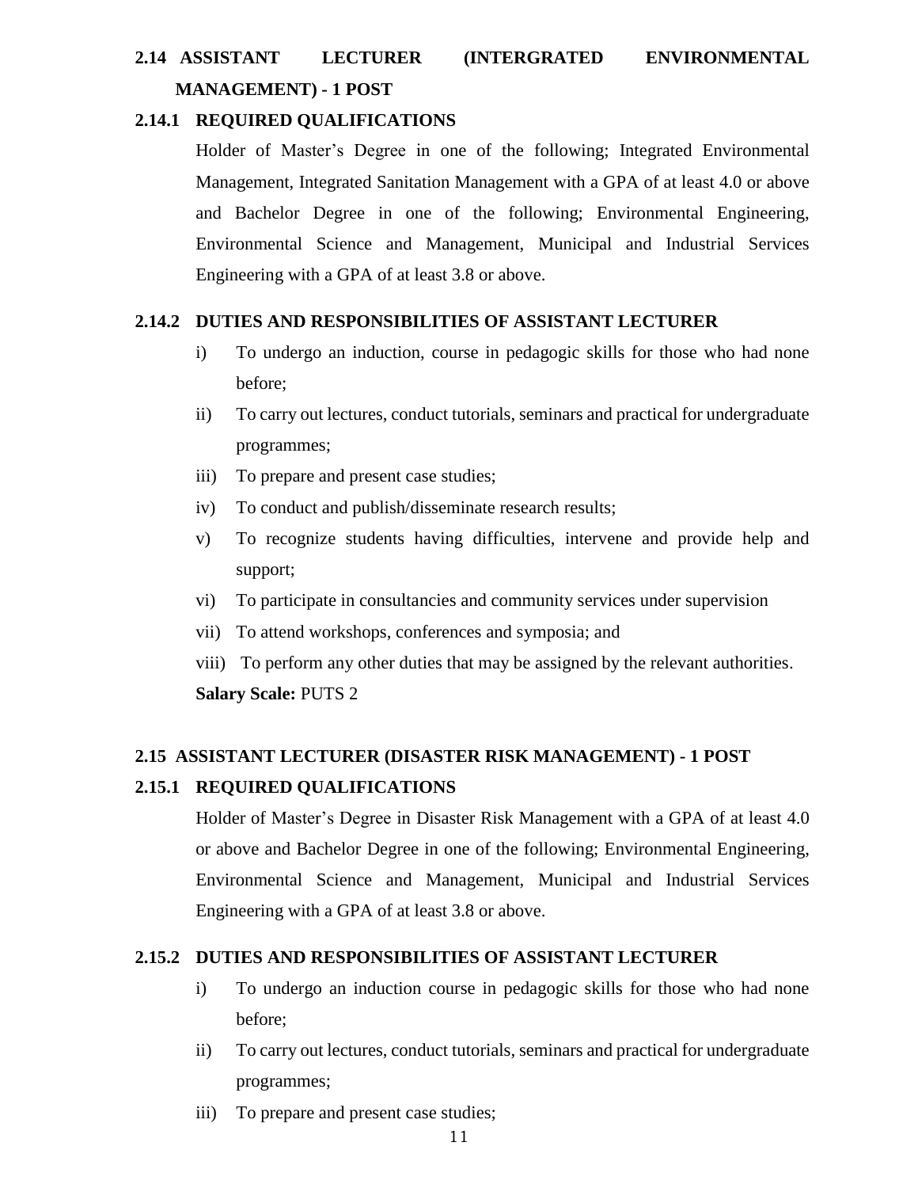## 2.14 ASSISTANT LECTURER (INTERGRATED ENVIRONMENTAL MANAGEMENT) - 1 POST

### 2.14.1 REQUIRED QUALIFICATIONS

Holder of Master's Degree in one of the following; Integrated Environmental Management, Integrated Sanitation Management with a GPA of at least 4.0 or above and Bachelor Degree in one of the following; Environmental Engineering, Environmental Science and Management, Municipal and Industrial Services Engineering with a GPA of at least 3.8 or above.

### 2.14.2 DUTIES AND RESPONSIBILITIES OF ASSISTANT LECTURER

- i) To undergo an induction, course in pedagogic skills for those who had none before;
- ii) To carry out lectures, conduct tutorials, seminars and practical for undergraduate programmes;
- iii) To prepare and present case studies;
- iv) To conduct and publish/disseminate research results;
- v) To recognize students having difficulties, intervene and provide help and support;
- vi) To participate in consultancies and community services under supervision
- vii) To attend workshops, conferences and symposia; and
- viii) To perform any other duties that may be assigned by the relevant authorities.

**Salary Scale:** PUTS 2

## 2.15 ASSISTANT LECTURER (DISASTER RISK MANAGEMENT) - 1 POST

### 2.15.1 REQUIRED QUALIFICATIONS

Holder of Master's Degree in Disaster Risk Management with a GPA of at least 4.0 or above and Bachelor Degree in one of the following; Environmental Engineering, Environmental Science and Management, Municipal and Industrial Services Engineering with a GPA of at least 3.8 or above.

### 2.15.2 DUTIES AND RESPONSIBILITIES OF ASSISTANT LECTURER

- i) To undergo an induction course in pedagogic skills for those who had none before;
- ii) To carry out lectures, conduct tutorials, seminars and practical for undergraduate programmes;
- iii) To prepare and present case studies;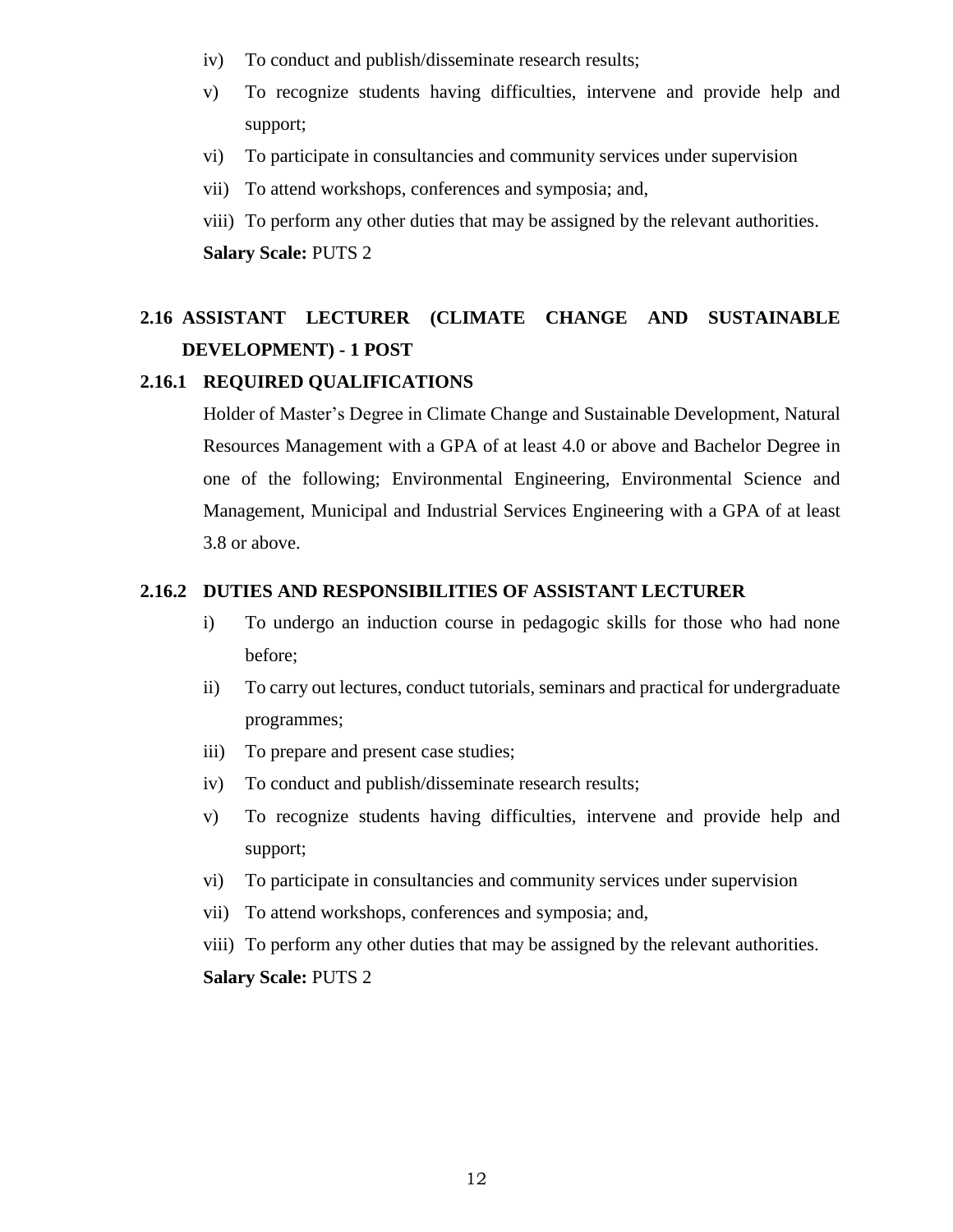iv) To conduct and publish/disseminate research results;

v) To recognize students having difficulties, intervene and provide help and support;

vi) To participate in consultancies and community services under supervision

vii) To attend workshops, conferences and symposia; and,

viii) To perform any other duties that may be assigned by the relevant authorities.

**Salary Scale:** PUTS 2

## 2.16 ASSISTANT LECTURER (CLIMATE CHANGE AND SUSTAINABLE DEVELOPMENT) - 1 POST

### 2.16.1 REQUIRED QUALIFICATIONS

Holder of Master's Degree in Climate Change and Sustainable Development, Natural Resources Management with a GPA of at least 4.0 or above and Bachelor Degree in one of the following; Environmental Engineering, Environmental Science and Management, Municipal and Industrial Services Engineering with a GPA of at least 3.8 or above.

### 2.16.2 DUTIES AND RESPONSIBILITIES OF ASSISTANT LECTURER

i) To undergo an induction course in pedagogic skills for those who had none before;

ii) To carry out lectures, conduct tutorials, seminars and practical for undergraduate programmes;

iii) To prepare and present case studies;

iv) To conduct and publish/disseminate research results;

v) To recognize students having difficulties, intervene and provide help and support;

vi) To participate in consultancies and community services under supervision

vii) To attend workshops, conferences and symposia; and,

viii) To perform any other duties that may be assigned by the relevant authorities.

**Salary Scale:** PUTS 2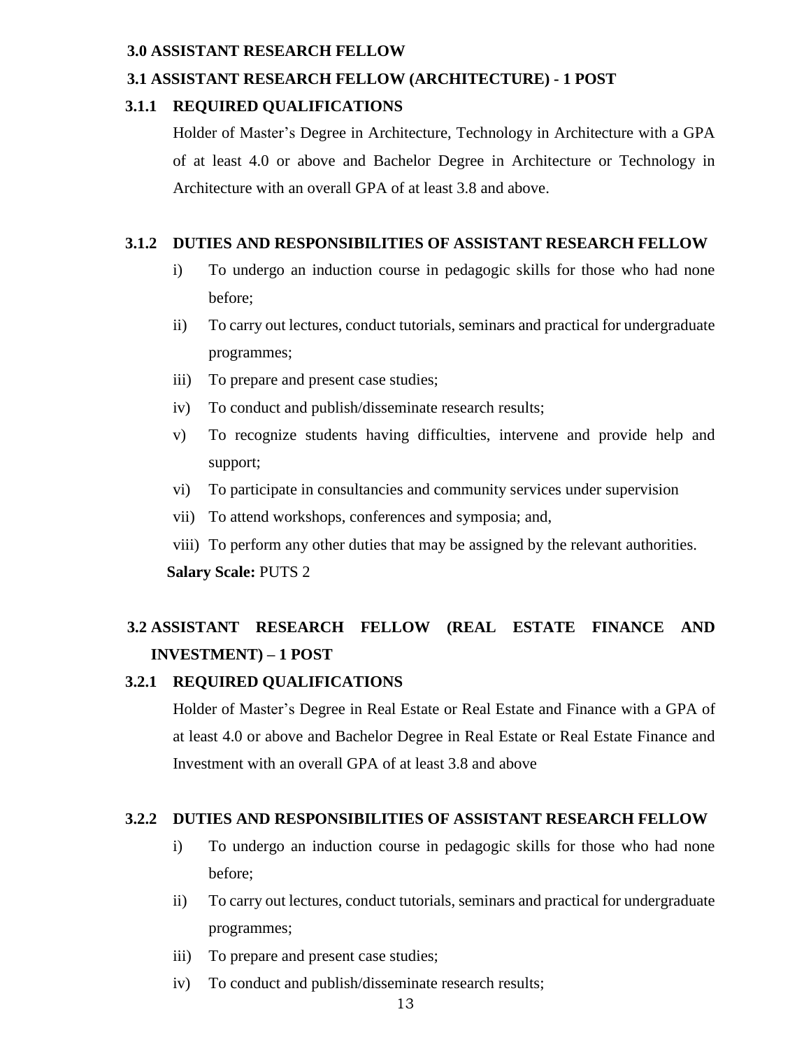## 3.0 ASSISTANT RESEARCH FELLOW

### 3.1 ASSISTANT RESEARCH FELLOW (ARCHITECTURE) - 1 POST

#### 3.1.1 REQUIRED QUALIFICATIONS

Holder of Master's Degree in Architecture, Technology in Architecture with a GPA of at least 4.0 or above and Bachelor Degree in Architecture or Technology in Architecture with an overall GPA of at least 3.8 and above.

#### 3.1.2 DUTIES AND RESPONSIBILITIES OF ASSISTANT RESEARCH FELLOW

i) To undergo an induction course in pedagogic skills for those who had none before;

ii) To carry out lectures, conduct tutorials, seminars and practical for undergraduate programmes;

iii) To prepare and present case studies;

iv) To conduct and publish/disseminate research results;

v) To recognize students having difficulties, intervene and provide help and support;

vi) To participate in consultancies and community services under supervision

vii) To attend workshops, conferences and symposia; and,

viii) To perform any other duties that may be assigned by the relevant authorities.

**Salary Scale:** PUTS 2

### 3.2 ASSISTANT RESEARCH FELLOW (REAL ESTATE FINANCE AND INVESTMENT) – 1 POST

#### 3.2.1 REQUIRED QUALIFICATIONS

Holder of Master's Degree in Real Estate or Real Estate and Finance with a GPA of at least 4.0 or above and Bachelor Degree in Real Estate or Real Estate Finance and Investment with an overall GPA of at least 3.8 and above

#### 3.2.2 DUTIES AND RESPONSIBILITIES OF ASSISTANT RESEARCH FELLOW

i) To undergo an induction course in pedagogic skills for those who had none before;

ii) To carry out lectures, conduct tutorials, seminars and practical for undergraduate programmes;

iii) To prepare and present case studies;

iv) To conduct and publish/disseminate research results;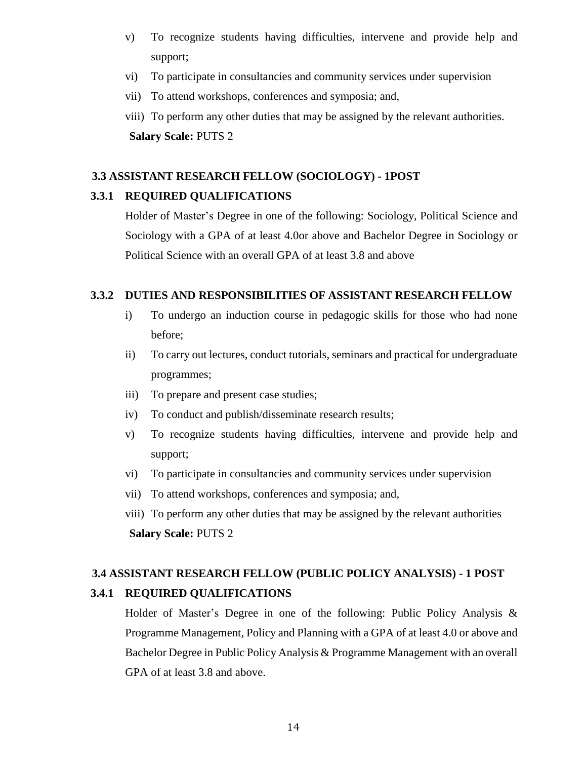v) To recognize students having difficulties, intervene and provide help and support;

vi) To participate in consultancies and community services under supervision

vii) To attend workshops, conferences and symposia; and,

viii) To perform any other duties that may be assigned by the relevant authorities.

**Salary Scale:** PUTS 2

### 3.3 ASSISTANT RESEARCH FELLOW (SOCIOLOGY) - 1POST

#### 3.3.1 REQUIRED QUALIFICATIONS

Holder of Master's Degree in one of the following: Sociology, Political Science and Sociology with a GPA of at least 4.0or above and Bachelor Degree in Sociology or Political Science with an overall GPA of at least 3.8 and above

#### 3.3.2 DUTIES AND RESPONSIBILITIES OF ASSISTANT RESEARCH FELLOW

i) To undergo an induction course in pedagogic skills for those who had none before;

ii) To carry out lectures, conduct tutorials, seminars and practical for undergraduate programmes;

iii) To prepare and present case studies;

iv) To conduct and publish/disseminate research results;

v) To recognize students having difficulties, intervene and provide help and support;

vi) To participate in consultancies and community services under supervision

vii) To attend workshops, conferences and symposia; and,

viii) To perform any other duties that may be assigned by the relevant authorities

**Salary Scale:** PUTS 2

### 3.4 ASSISTANT RESEARCH FELLOW (PUBLIC POLICY ANALYSIS) - 1 POST

#### 3.4.1 REQUIRED QUALIFICATIONS

Holder of Master's Degree in one of the following: Public Policy Analysis & Programme Management, Policy and Planning with a GPA of at least 4.0 or above and Bachelor Degree in Public Policy Analysis & Programme Management with an overall GPA of at least 3.8 and above.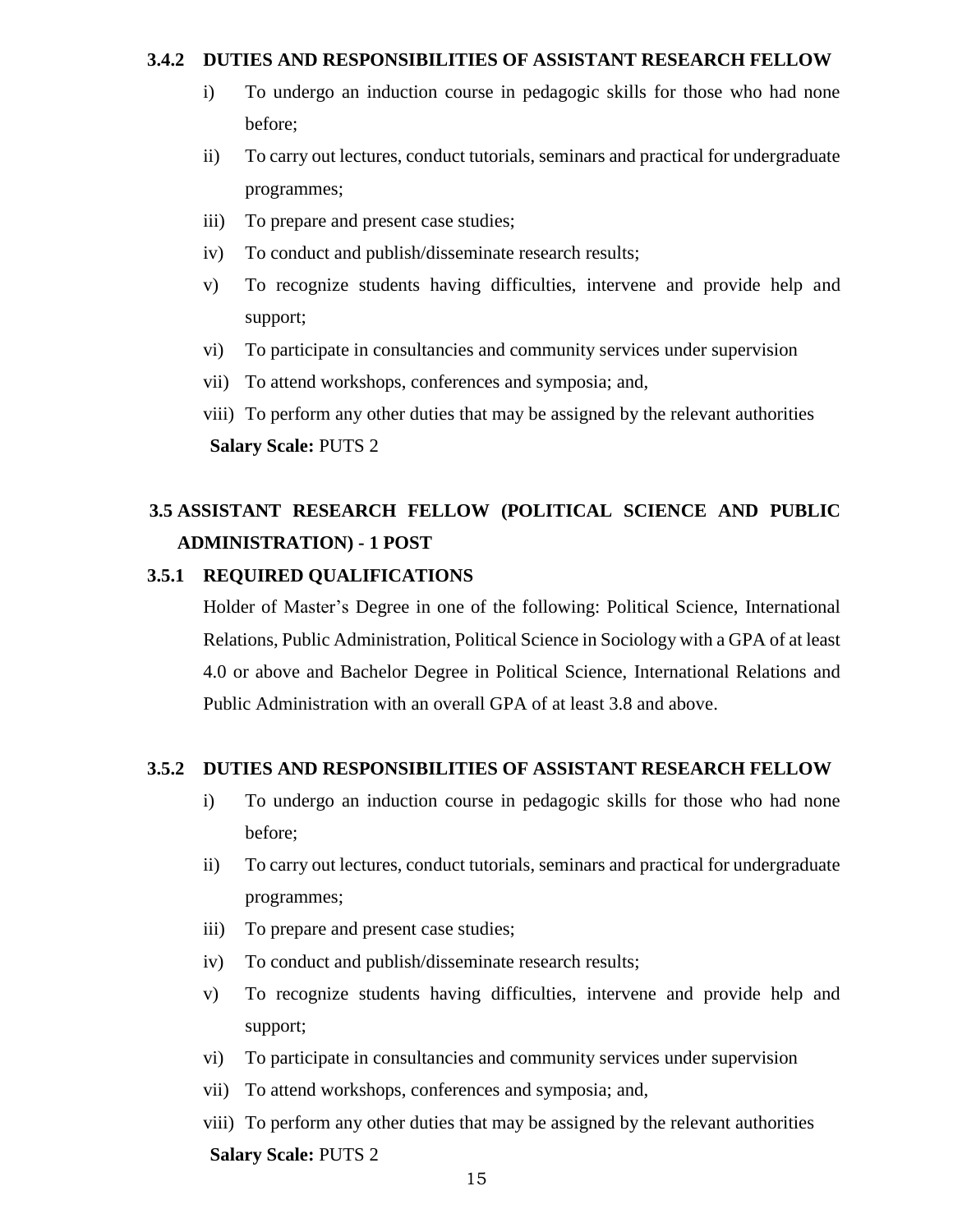#### 3.4.2 DUTIES AND RESPONSIBILITIES OF ASSISTANT RESEARCH FELLOW

i) To undergo an induction course in pedagogic skills for those who had none before;

ii) To carry out lectures, conduct tutorials, seminars and practical for undergraduate programmes;

iii) To prepare and present case studies;

iv) To conduct and publish/disseminate research results;

v) To recognize students having difficulties, intervene and provide help and support;

vi) To participate in consultancies and community services under supervision

vii) To attend workshops, conferences and symposia; and,

viii) To perform any other duties that may be assigned by the relevant authorities

**Salary Scale:** PUTS 2

### 3.5 ASSISTANT RESEARCH FELLOW (POLITICAL SCIENCE AND PUBLIC ADMINISTRATION) - 1 POST

#### 3.5.1 REQUIRED QUALIFICATIONS

Holder of Master's Degree in one of the following: Political Science, International Relations, Public Administration, Political Science in Sociology with a GPA of at least 4.0 or above and Bachelor Degree in Political Science, International Relations and Public Administration with an overall GPA of at least 3.8 and above.

#### 3.5.2 DUTIES AND RESPONSIBILITIES OF ASSISTANT RESEARCH FELLOW

i) To undergo an induction course in pedagogic skills for those who had none before;

ii) To carry out lectures, conduct tutorials, seminars and practical for undergraduate programmes;

iii) To prepare and present case studies;

iv) To conduct and publish/disseminate research results;

v) To recognize students having difficulties, intervene and provide help and support;

vi) To participate in consultancies and community services under supervision

vii) To attend workshops, conferences and symposia; and,

viii) To perform any other duties that may be assigned by the relevant authorities

**Salary Scale:** PUTS 2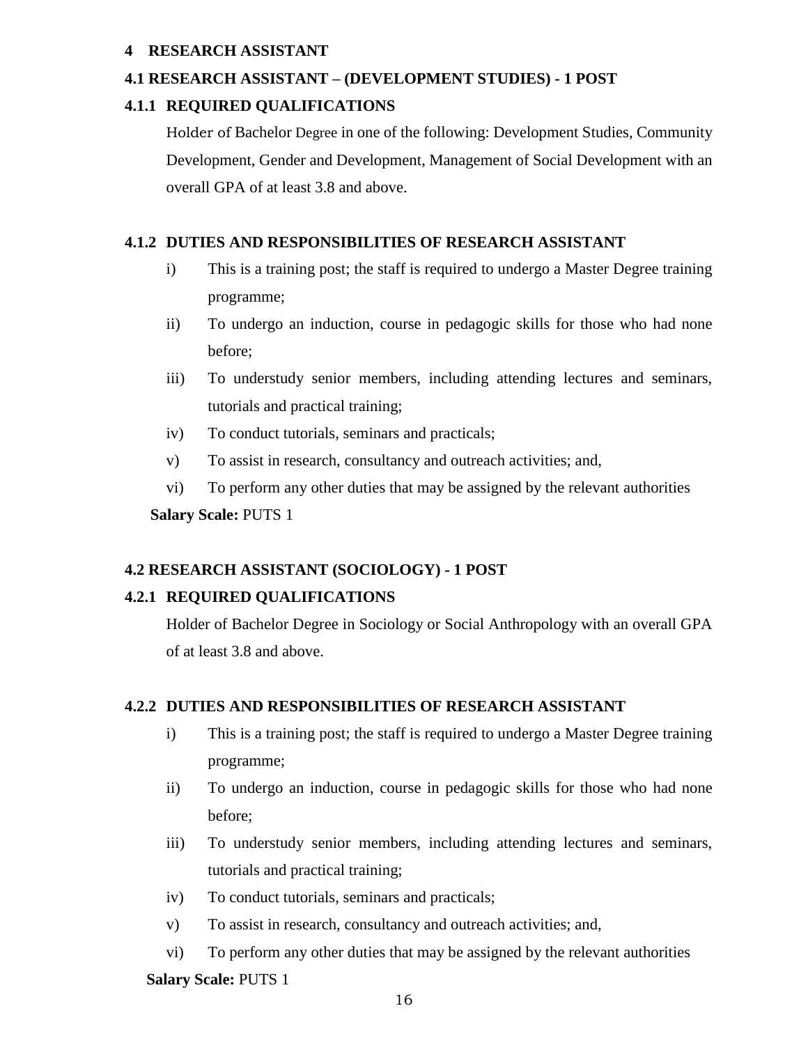## 4 RESEARCH ASSISTANT

### 4.1 RESEARCH ASSISTANT – (DEVELOPMENT STUDIES) - 1 POST

#### 4.1.1 REQUIRED QUALIFICATIONS

Holder of Bachelor Degree in one of the following: Development Studies, Community Development, Gender and Development, Management of Social Development with an overall GPA of at least 3.8 and above.

#### 4.1.2 DUTIES AND RESPONSIBILITIES OF RESEARCH ASSISTANT

i) This is a training post; the staff is required to undergo a Master Degree training programme;

ii) To undergo an induction, course in pedagogic skills for those who had none before;

iii) To understudy senior members, including attending lectures and seminars, tutorials and practical training;

iv) To conduct tutorials, seminars and practicals;

v) To assist in research, consultancy and outreach activities; and,

vi) To perform any other duties that may be assigned by the relevant authorities

**Salary Scale:** PUTS 1

### 4.2 RESEARCH ASSISTANT (SOCIOLOGY) - 1 POST

#### 4.2.1 REQUIRED QUALIFICATIONS

Holder of Bachelor Degree in Sociology or Social Anthropology with an overall GPA of at least 3.8 and above.

#### 4.2.2 DUTIES AND RESPONSIBILITIES OF RESEARCH ASSISTANT

i) This is a training post; the staff is required to undergo a Master Degree training programme;

ii) To undergo an induction, course in pedagogic skills for those who had none before;

iii) To understudy senior members, including attending lectures and seminars, tutorials and practical training;

iv) To conduct tutorials, seminars and practicals;

v) To assist in research, consultancy and outreach activities; and,

vi) To perform any other duties that may be assigned by the relevant authorities

**Salary Scale:** PUTS 1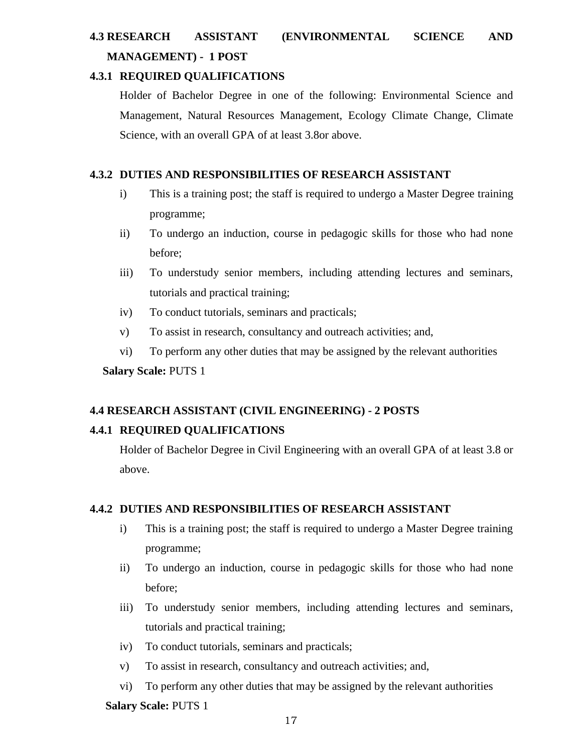### 4.3 RESEARCH ASSISTANT (ENVIRONMENTAL SCIENCE AND MANAGEMENT) - 1 POST

#### 4.3.1 REQUIRED QUALIFICATIONS

Holder of Bachelor Degree in one of the following: Environmental Science and Management, Natural Resources Management, Ecology Climate Change, Climate Science, with an overall GPA of at least 3.8or above.

#### 4.3.2 DUTIES AND RESPONSIBILITIES OF RESEARCH ASSISTANT

i) This is a training post; the staff is required to undergo a Master Degree training programme;

ii) To undergo an induction, course in pedagogic skills for those who had none before;

iii) To understudy senior members, including attending lectures and seminars, tutorials and practical training;

iv) To conduct tutorials, seminars and practicals;

v) To assist in research, consultancy and outreach activities; and,

vi) To perform any other duties that may be assigned by the relevant authorities

**Salary Scale:** PUTS 1

### 4.4 RESEARCH ASSISTANT (CIVIL ENGINEERING) - 2 POSTS

#### 4.4.1 REQUIRED QUALIFICATIONS

Holder of Bachelor Degree in Civil Engineering with an overall GPA of at least 3.8 or above.

#### 4.4.2 DUTIES AND RESPONSIBILITIES OF RESEARCH ASSISTANT

i) This is a training post; the staff is required to undergo a Master Degree training programme;

ii) To undergo an induction, course in pedagogic skills for those who had none before;

iii) To understudy senior members, including attending lectures and seminars, tutorials and practical training;

iv) To conduct tutorials, seminars and practicals;

v) To assist in research, consultancy and outreach activities; and,

vi) To perform any other duties that may be assigned by the relevant authorities

**Salary Scale:** PUTS 1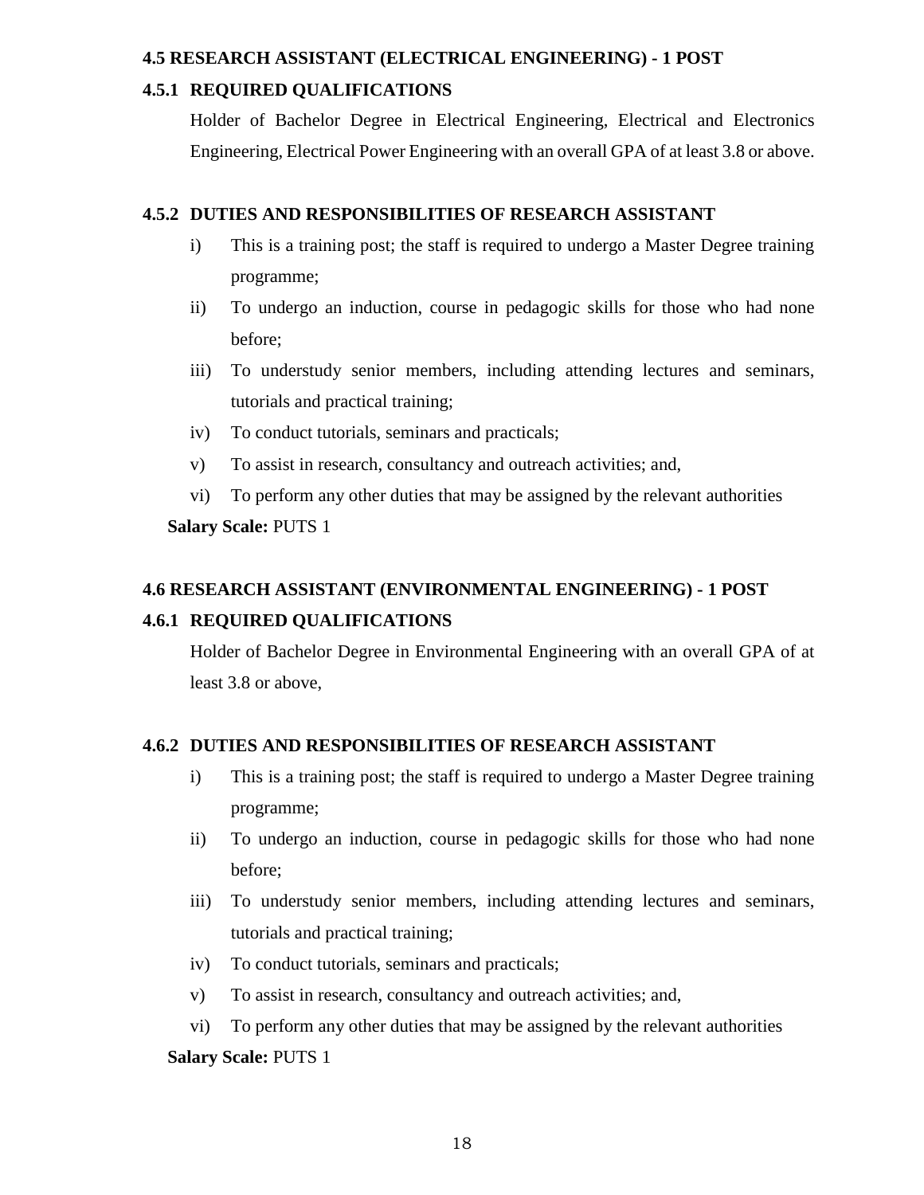### 4.5 RESEARCH ASSISTANT (ELECTRICAL ENGINEERING) - 1 POST

#### 4.5.1 REQUIRED QUALIFICATIONS

Holder of Bachelor Degree in Electrical Engineering, Electrical and Electronics Engineering, Electrical Power Engineering with an overall GPA of at least 3.8 or above.

#### 4.5.2 DUTIES AND RESPONSIBILITIES OF RESEARCH ASSISTANT

i) This is a training post; the staff is required to undergo a Master Degree training programme;

ii) To undergo an induction, course in pedagogic skills for those who had none before;

iii) To understudy senior members, including attending lectures and seminars, tutorials and practical training;

iv) To conduct tutorials, seminars and practicals;

v) To assist in research, consultancy and outreach activities; and,

vi) To perform any other duties that may be assigned by the relevant authorities

**Salary Scale:** PUTS 1

### 4.6 RESEARCH ASSISTANT (ENVIRONMENTAL ENGINEERING) - 1 POST

#### 4.6.1 REQUIRED QUALIFICATIONS

Holder of Bachelor Degree in Environmental Engineering with an overall GPA of at least 3.8 or above,

#### 4.6.2 DUTIES AND RESPONSIBILITIES OF RESEARCH ASSISTANT

i) This is a training post; the staff is required to undergo a Master Degree training programme;

ii) To undergo an induction, course in pedagogic skills for those who had none before;

iii) To understudy senior members, including attending lectures and seminars, tutorials and practical training;

iv) To conduct tutorials, seminars and practicals;

v) To assist in research, consultancy and outreach activities; and,

vi) To perform any other duties that may be assigned by the relevant authorities

**Salary Scale:** PUTS 1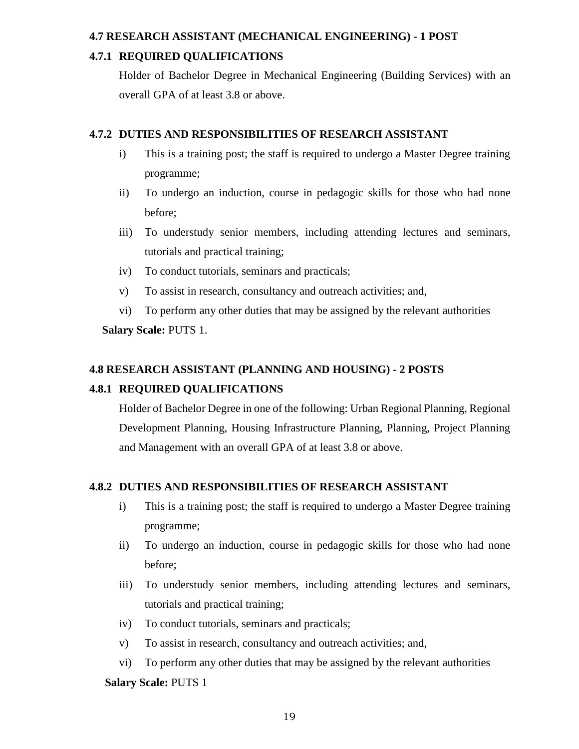### 4.7 RESEARCH ASSISTANT (MECHANICAL ENGINEERING) - 1 POST

#### 4.7.1 REQUIRED QUALIFICATIONS

Holder of Bachelor Degree in Mechanical Engineering (Building Services) with an overall GPA of at least 3.8 or above.

#### 4.7.2 DUTIES AND RESPONSIBILITIES OF RESEARCH ASSISTANT

i) This is a training post; the staff is required to undergo a Master Degree training programme;

ii) To undergo an induction, course in pedagogic skills for those who had none before;

iii) To understudy senior members, including attending lectures and seminars, tutorials and practical training;

iv) To conduct tutorials, seminars and practicals;

v) To assist in research, consultancy and outreach activities; and,

vi) To perform any other duties that may be assigned by the relevant authorities

**Salary Scale:** PUTS 1.

### 4.8 RESEARCH ASSISTANT (PLANNING AND HOUSING) - 2 POSTS

#### 4.8.1 REQUIRED QUALIFICATIONS

Holder of Bachelor Degree in one of the following: Urban Regional Planning, Regional Development Planning, Housing Infrastructure Planning, Planning, Project Planning and Management with an overall GPA of at least 3.8 or above.

#### 4.8.2 DUTIES AND RESPONSIBILITIES OF RESEARCH ASSISTANT

i) This is a training post; the staff is required to undergo a Master Degree training programme;

ii) To undergo an induction, course in pedagogic skills for those who had none before;

iii) To understudy senior members, including attending lectures and seminars, tutorials and practical training;

iv) To conduct tutorials, seminars and practicals;

v) To assist in research, consultancy and outreach activities; and,

vi) To perform any other duties that may be assigned by the relevant authorities

**Salary Scale:** PUTS 1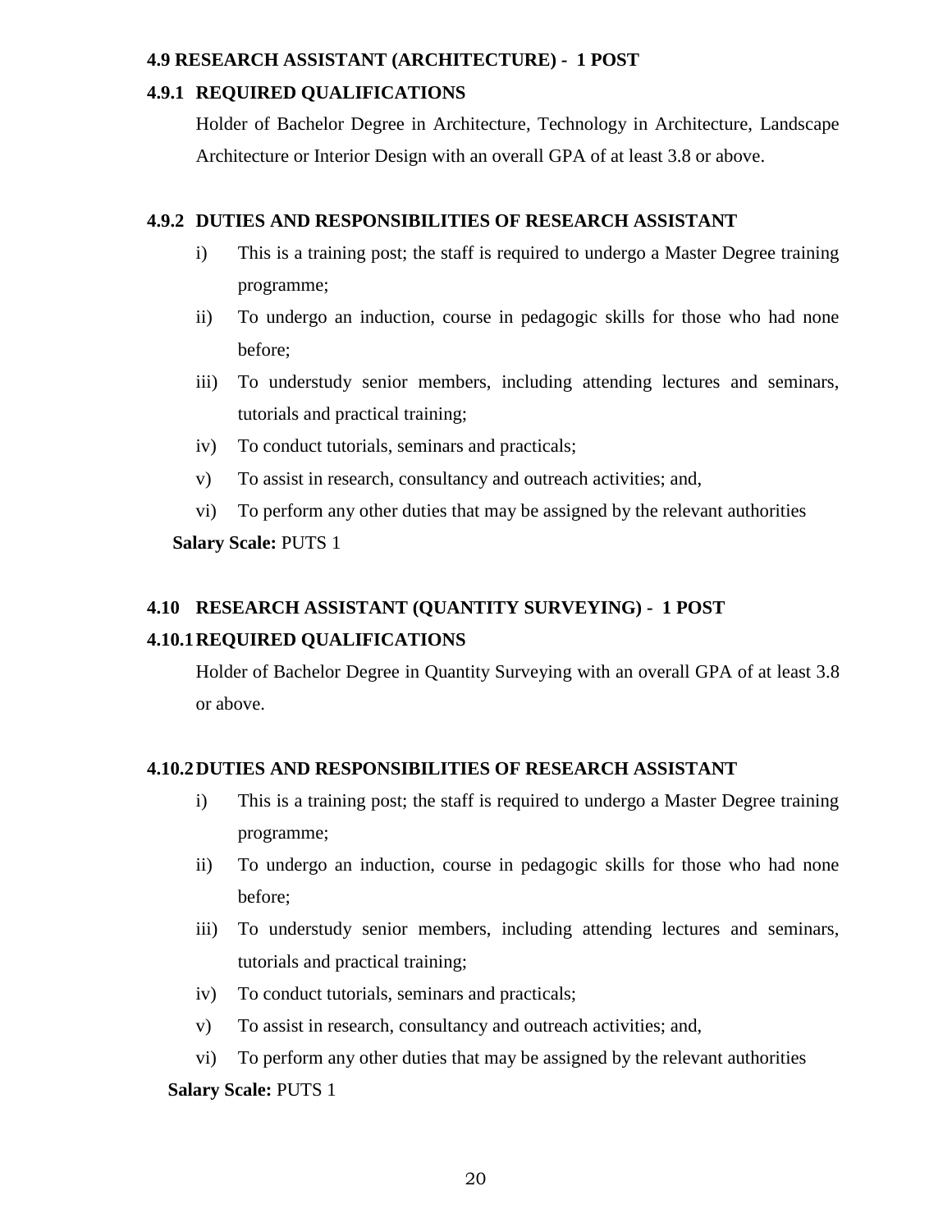### 4.9 RESEARCH ASSISTANT (ARCHITECTURE) - 1 POST

#### 4.9.1 REQUIRED QUALIFICATIONS

Holder of Bachelor Degree in Architecture, Technology in Architecture, Landscape Architecture or Interior Design with an overall GPA of at least 3.8 or above.

#### 4.9.2 DUTIES AND RESPONSIBILITIES OF RESEARCH ASSISTANT

i) This is a training post; the staff is required to undergo a Master Degree training programme;

ii) To undergo an induction, course in pedagogic skills for those who had none before;

iii) To understudy senior members, including attending lectures and seminars, tutorials and practical training;

iv) To conduct tutorials, seminars and practicals;

v) To assist in research, consultancy and outreach activities; and,

vi) To perform any other duties that may be assigned by the relevant authorities

**Salary Scale:** PUTS 1

### 4.10 RESEARCH ASSISTANT (QUANTITY SURVEYING) - 1 POST

#### 4.10.1 REQUIRED QUALIFICATIONS

Holder of Bachelor Degree in Quantity Surveying with an overall GPA of at least 3.8 or above.

#### 4.10.2 DUTIES AND RESPONSIBILITIES OF RESEARCH ASSISTANT

i) This is a training post; the staff is required to undergo a Master Degree training programme;

ii) To undergo an induction, course in pedagogic skills for those who had none before;

iii) To understudy senior members, including attending lectures and seminars, tutorials and practical training;

iv) To conduct tutorials, seminars and practicals;

v) To assist in research, consultancy and outreach activities; and,

vi) To perform any other duties that may be assigned by the relevant authorities

**Salary Scale:** PUTS 1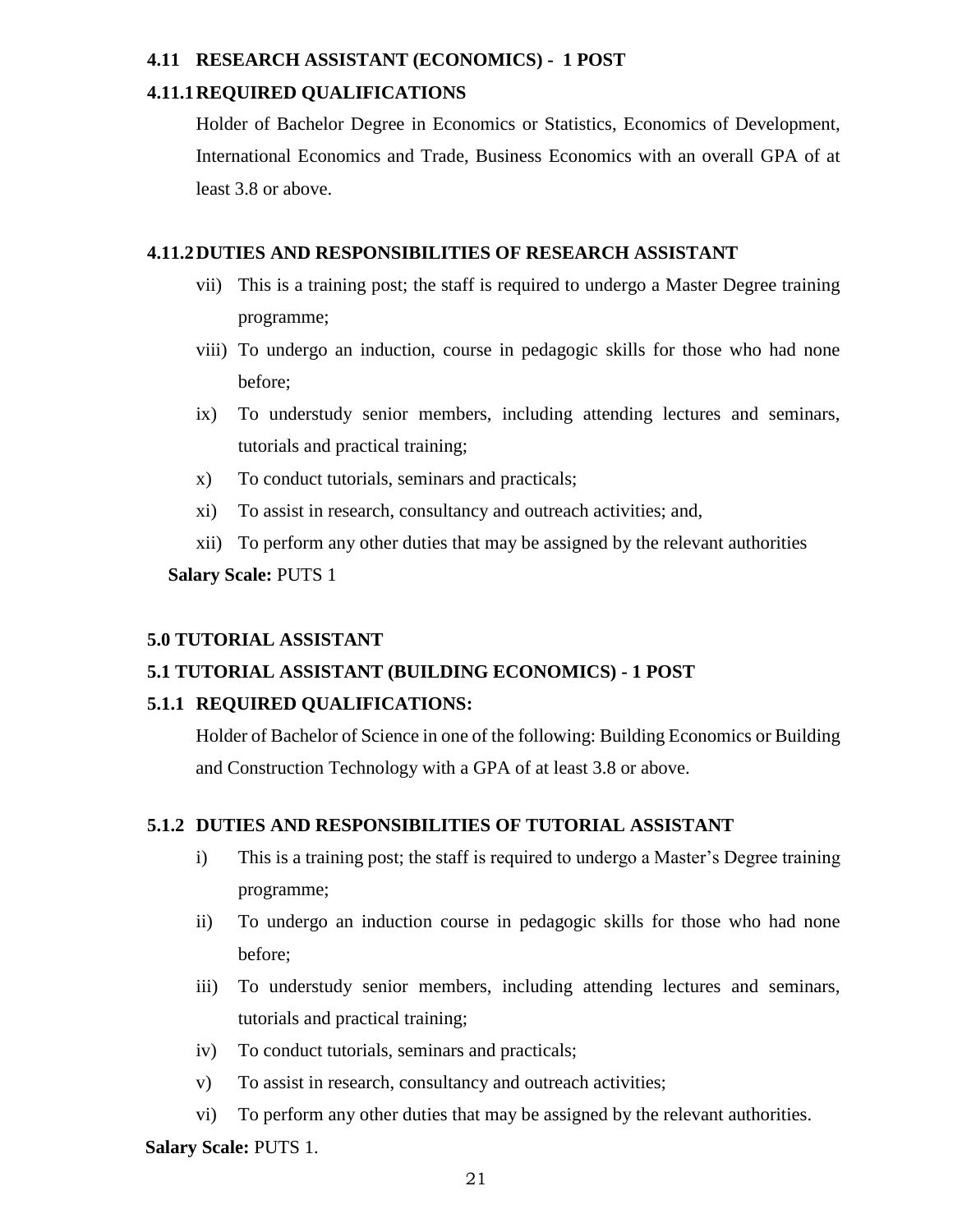### 4.11 RESEARCH ASSISTANT (ECONOMICS) - 1 POST

#### 4.11.1 REQUIRED QUALIFICATIONS

Holder of Bachelor Degree in Economics or Statistics, Economics of Development, International Economics and Trade, Business Economics with an overall GPA of at least 3.8 or above.

#### 4.11.2 DUTIES AND RESPONSIBILITIES OF RESEARCH ASSISTANT

- vii) This is a training post; the staff is required to undergo a Master Degree training programme;
- viii) To undergo an induction, course in pedagogic skills for those who had none before;
- ix) To understudy senior members, including attending lectures and seminars, tutorials and practical training;
- x) To conduct tutorials, seminars and practicals;
- xi) To assist in research, consultancy and outreach activities; and,
- xii) To perform any other duties that may be assigned by the relevant authorities

**Salary Scale:** PUTS 1

## 5.0 TUTORIAL ASSISTANT

### 5.1 TUTORIAL ASSISTANT (BUILDING ECONOMICS) - 1 POST

#### 5.1.1 REQUIRED QUALIFICATIONS:

Holder of Bachelor of Science in one of the following: Building Economics or Building and Construction Technology with a GPA of at least 3.8 or above.

#### 5.1.2 DUTIES AND RESPONSIBILITIES OF TUTORIAL ASSISTANT

- i) This is a training post; the staff is required to undergo a Master's Degree training programme;
- ii) To undergo an induction course in pedagogic skills for those who had none before;
- iii) To understudy senior members, including attending lectures and seminars, tutorials and practical training;
- iv) To conduct tutorials, seminars and practicals;
- v) To assist in research, consultancy and outreach activities;
- vi) To perform any other duties that may be assigned by the relevant authorities.

**Salary Scale:** PUTS 1.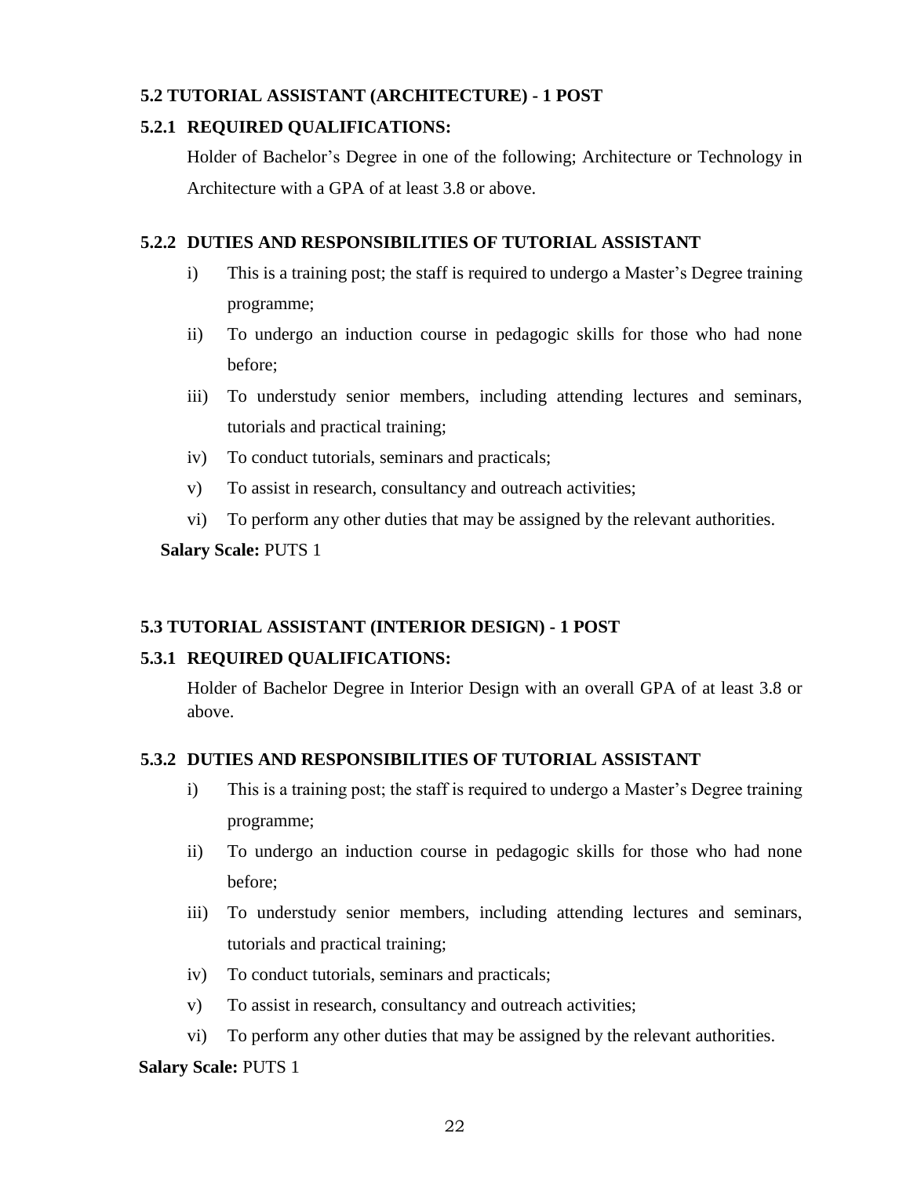### 5.2 TUTORIAL ASSISTANT (ARCHITECTURE) - 1 POST

#### 5.2.1 REQUIRED QUALIFICATIONS:

Holder of Bachelor's Degree in one of the following; Architecture or Technology in Architecture with a GPA of at least 3.8 or above.

#### 5.2.2 DUTIES AND RESPONSIBILITIES OF TUTORIAL ASSISTANT

i) This is a training post; the staff is required to undergo a Master's Degree training programme;

ii) To undergo an induction course in pedagogic skills for those who had none before;

iii) To understudy senior members, including attending lectures and seminars, tutorials and practical training;

iv) To conduct tutorials, seminars and practicals;

v) To assist in research, consultancy and outreach activities;

vi) To perform any other duties that may be assigned by the relevant authorities.

**Salary Scale:** PUTS 1

### 5.3 TUTORIAL ASSISTANT (INTERIOR DESIGN) - 1 POST

#### 5.3.1 REQUIRED QUALIFICATIONS:

Holder of Bachelor Degree in Interior Design with an overall GPA of at least 3.8 or above.

#### 5.3.2 DUTIES AND RESPONSIBILITIES OF TUTORIAL ASSISTANT

i) This is a training post; the staff is required to undergo a Master's Degree training programme;

ii) To undergo an induction course in pedagogic skills for those who had none before;

iii) To understudy senior members, including attending lectures and seminars, tutorials and practical training;

iv) To conduct tutorials, seminars and practicals;

v) To assist in research, consultancy and outreach activities;

vi) To perform any other duties that may be assigned by the relevant authorities.

**Salary Scale:** PUTS 1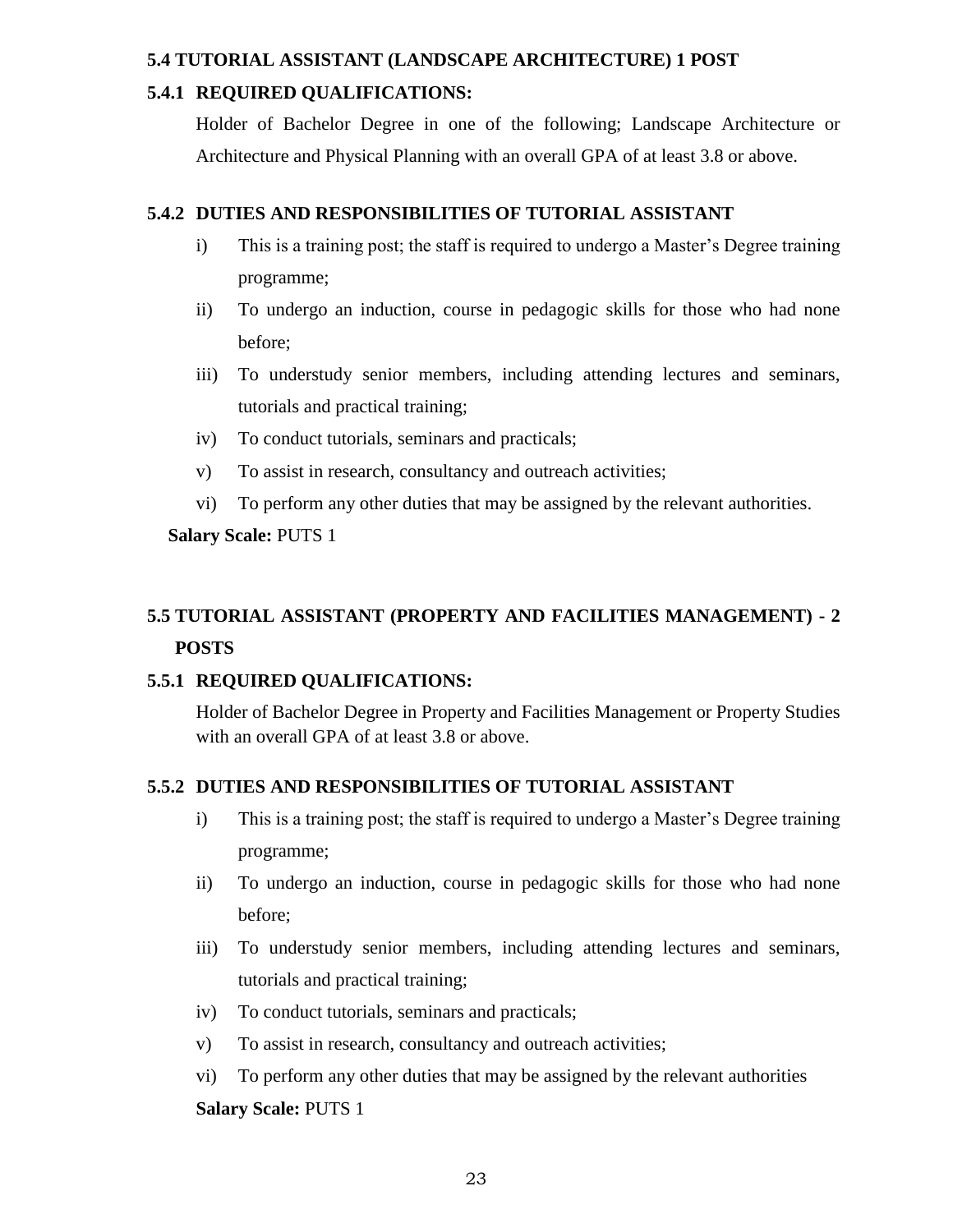### 5.4 TUTORIAL ASSISTANT (LANDSCAPE ARCHITECTURE) 1 POST

#### 5.4.1 REQUIRED QUALIFICATIONS:

Holder of Bachelor Degree in one of the following; Landscape Architecture or Architecture and Physical Planning with an overall GPA of at least 3.8 or above.

#### 5.4.2 DUTIES AND RESPONSIBILITIES OF TUTORIAL ASSISTANT

i) This is a training post; the staff is required to undergo a Master's Degree training programme;

ii) To undergo an induction, course in pedagogic skills for those who had none before;

iii) To understudy senior members, including attending lectures and seminars, tutorials and practical training;

iv) To conduct tutorials, seminars and practicals;

v) To assist in research, consultancy and outreach activities;

vi) To perform any other duties that may be assigned by the relevant authorities.

**Salary Scale:** PUTS 1

### 5.5 TUTORIAL ASSISTANT (PROPERTY AND FACILITIES MANAGEMENT) - 2 POSTS

#### 5.5.1 REQUIRED QUALIFICATIONS:

Holder of Bachelor Degree in Property and Facilities Management or Property Studies with an overall GPA of at least 3.8 or above.

#### 5.5.2 DUTIES AND RESPONSIBILITIES OF TUTORIAL ASSISTANT

i) This is a training post; the staff is required to undergo a Master's Degree training programme;

ii) To undergo an induction, course in pedagogic skills for those who had none before;

iii) To understudy senior members, including attending lectures and seminars, tutorials and practical training;

iv) To conduct tutorials, seminars and practicals;

v) To assist in research, consultancy and outreach activities;

vi) To perform any other duties that may be assigned by the relevant authorities

**Salary Scale:** PUTS 1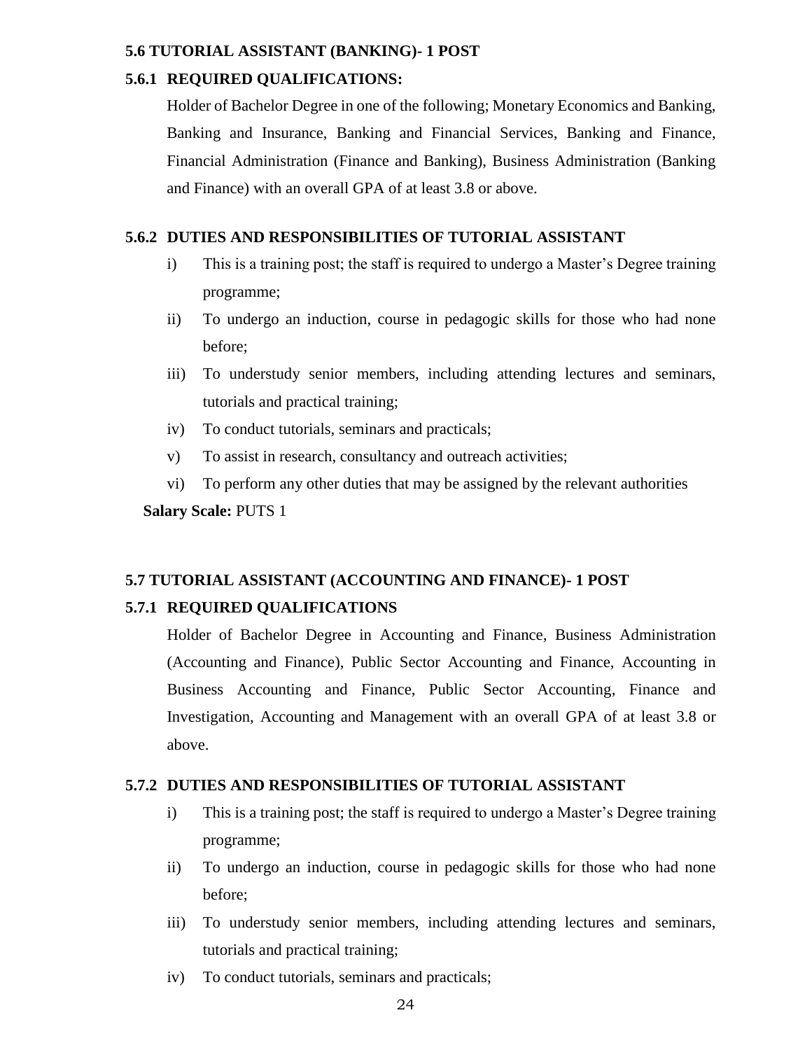### 5.6 TUTORIAL ASSISTANT (BANKING)- 1 POST

#### 5.6.1 REQUIRED QUALIFICATIONS:

Holder of Bachelor Degree in one of the following; Monetary Economics and Banking, Banking and Insurance, Banking and Financial Services, Banking and Finance, Financial Administration (Finance and Banking), Business Administration (Banking and Finance) with an overall GPA of at least 3.8 or above.

#### 5.6.2 DUTIES AND RESPONSIBILITIES OF TUTORIAL ASSISTANT

i) This is a training post; the staff is required to undergo a Master's Degree training programme;

ii) To undergo an induction, course in pedagogic skills for those who had none before;

iii) To understudy senior members, including attending lectures and seminars, tutorials and practical training;

iv) To conduct tutorials, seminars and practicals;

v) To assist in research, consultancy and outreach activities;

vi) To perform any other duties that may be assigned by the relevant authorities

**Salary Scale:** PUTS 1

### 5.7 TUTORIAL ASSISTANT (ACCOUNTING AND FINANCE)- 1 POST

#### 5.7.1 REQUIRED QUALIFICATIONS

Holder of Bachelor Degree in Accounting and Finance, Business Administration (Accounting and Finance), Public Sector Accounting and Finance, Accounting in Business Accounting and Finance, Public Sector Accounting, Finance and Investigation, Accounting and Management with an overall GPA of at least 3.8 or above.

#### 5.7.2 DUTIES AND RESPONSIBILITIES OF TUTORIAL ASSISTANT

i) This is a training post; the staff is required to undergo a Master's Degree training programme;

ii) To undergo an induction, course in pedagogic skills for those who had none before;

iii) To understudy senior members, including attending lectures and seminars, tutorials and practical training;

iv) To conduct tutorials, seminars and practicals;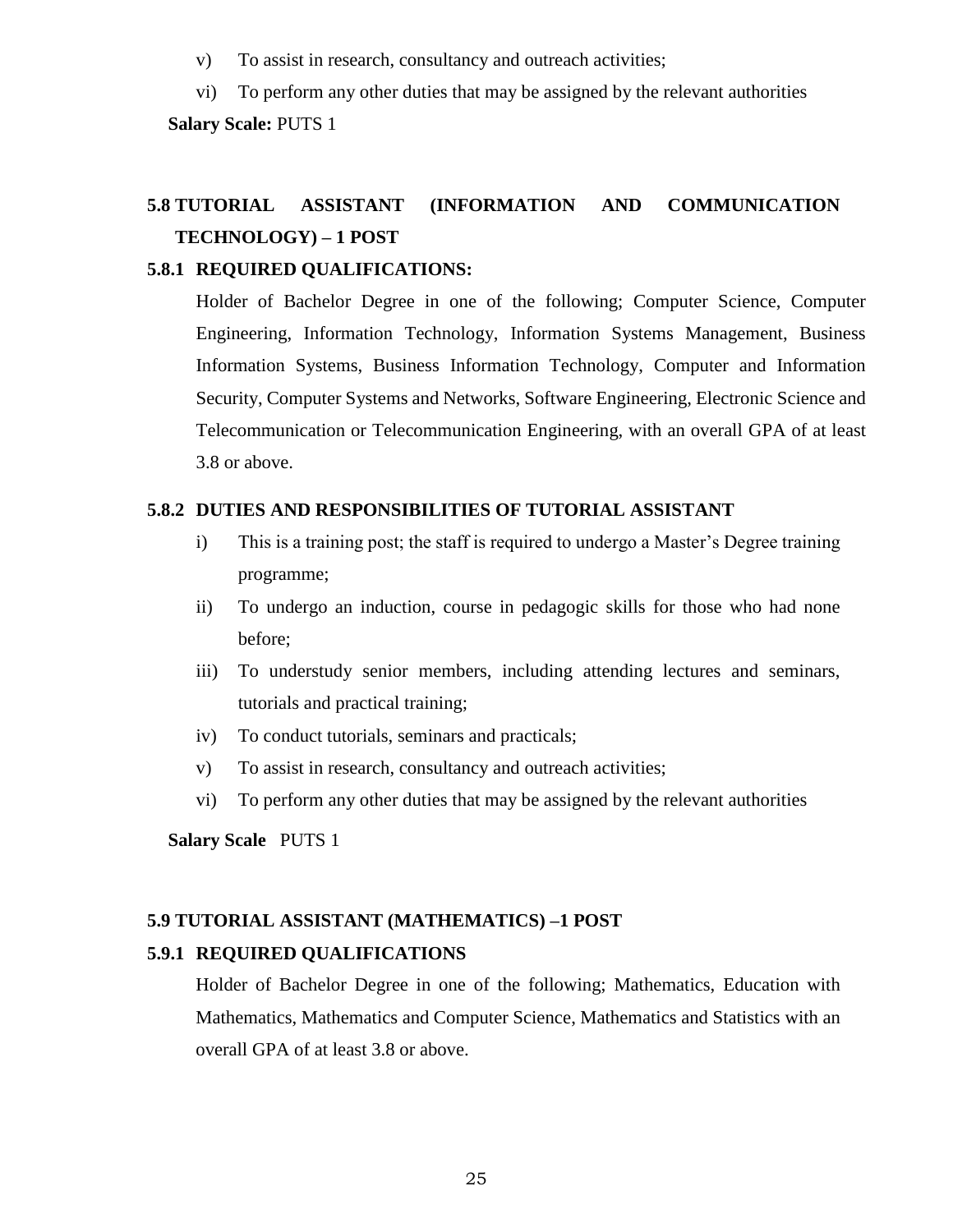v) To assist in research, consultancy and outreach activities;

vi) To perform any other duties that may be assigned by the relevant authorities

**Salary Scale:** PUTS 1

## 5.8 TUTORIAL ASSISTANT (INFORMATION AND COMMUNICATION TECHNOLOGY) – 1 POST

### 5.8.1 REQUIRED QUALIFICATIONS:

Holder of Bachelor Degree in one of the following; Computer Science, Computer Engineering, Information Technology, Information Systems Management, Business Information Systems, Business Information Technology, Computer and Information Security, Computer Systems and Networks, Software Engineering, Electronic Science and Telecommunication or Telecommunication Engineering, with an overall GPA of at least 3.8 or above.

### 5.8.2 DUTIES AND RESPONSIBILITIES OF TUTORIAL ASSISTANT

i) This is a training post; the staff is required to undergo a Master's Degree training programme;

ii) To undergo an induction, course in pedagogic skills for those who had none before;

iii) To understudy senior members, including attending lectures and seminars, tutorials and practical training;

iv) To conduct tutorials, seminars and practicals;

v) To assist in research, consultancy and outreach activities;

vi) To perform any other duties that may be assigned by the relevant authorities

**Salary Scale** PUTS 1

## 5.9 TUTORIAL ASSISTANT (MATHEMATICS) –1 POST

### 5.9.1 REQUIRED QUALIFICATIONS

Holder of Bachelor Degree in one of the following; Mathematics, Education with Mathematics, Mathematics and Computer Science, Mathematics and Statistics with an overall GPA of at least 3.8 or above.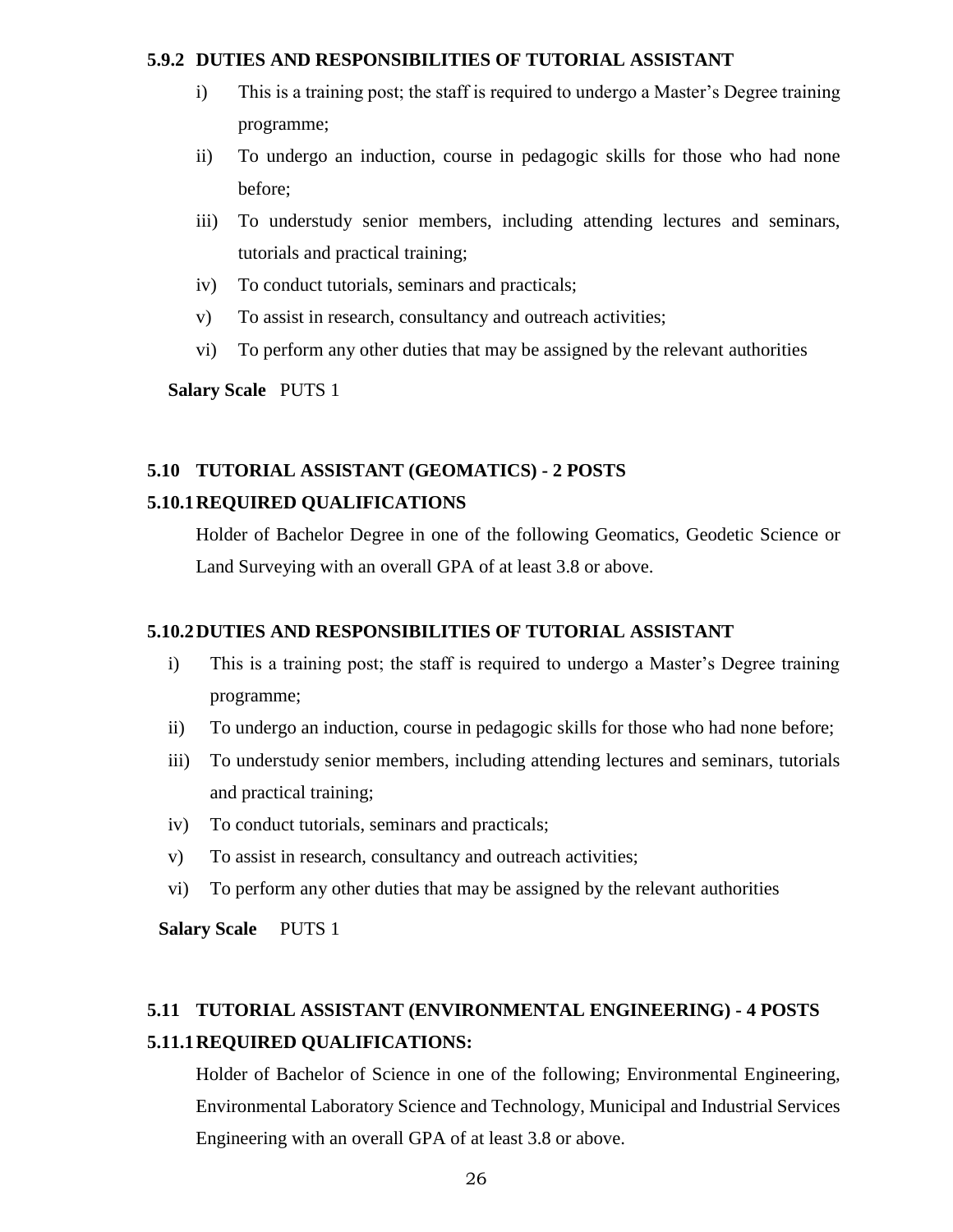#### 5.9.2 DUTIES AND RESPONSIBILITIES OF TUTORIAL ASSISTANT

i) This is a training post; the staff is required to undergo a Master's Degree training programme;

ii) To undergo an induction, course in pedagogic skills for those who had none before;

iii) To understudy senior members, including attending lectures and seminars, tutorials and practical training;

iv) To conduct tutorials, seminars and practicals;

v) To assist in research, consultancy and outreach activities;

vi) To perform any other duties that may be assigned by the relevant authorities

**Salary Scale** PUTS 1

### 5.10 TUTORIAL ASSISTANT (GEOMATICS) - 2 POSTS

#### 5.10.1 REQUIRED QUALIFICATIONS

Holder of Bachelor Degree in one of the following Geomatics, Geodetic Science or Land Surveying with an overall GPA of at least 3.8 or above.

#### 5.10.2 DUTIES AND RESPONSIBILITIES OF TUTORIAL ASSISTANT

i) This is a training post; the staff is required to undergo a Master's Degree training programme;

ii) To undergo an induction, course in pedagogic skills for those who had none before;

iii) To understudy senior members, including attending lectures and seminars, tutorials and practical training;

iv) To conduct tutorials, seminars and practicals;

v) To assist in research, consultancy and outreach activities;

vi) To perform any other duties that may be assigned by the relevant authorities

**Salary Scale** PUTS 1

### 5.11 TUTORIAL ASSISTANT (ENVIRONMENTAL ENGINEERING) - 4 POSTS

#### 5.11.1 REQUIRED QUALIFICATIONS:

Holder of Bachelor of Science in one of the following; Environmental Engineering, Environmental Laboratory Science and Technology, Municipal and Industrial Services Engineering with an overall GPA of at least 3.8 or above.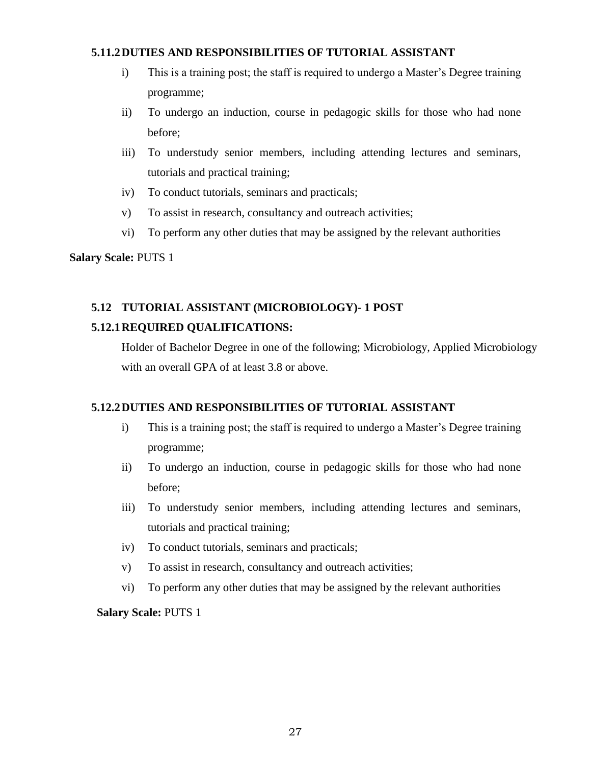#### 5.11.2 DUTIES AND RESPONSIBILITIES OF TUTORIAL ASSISTANT

i) This is a training post; the staff is required to undergo a Master's Degree training programme;

ii) To undergo an induction, course in pedagogic skills for those who had none before;

iii) To understudy senior members, including attending lectures and seminars, tutorials and practical training;

iv) To conduct tutorials, seminars and practicals;

v) To assist in research, consultancy and outreach activities;

vi) To perform any other duties that may be assigned by the relevant authorities

**Salary Scale:** PUTS 1

### 5.12 TUTORIAL ASSISTANT (MICROBIOLOGY)- 1 POST

#### 5.12.1 REQUIRED QUALIFICATIONS:

Holder of Bachelor Degree in one of the following; Microbiology, Applied Microbiology with an overall GPA of at least 3.8 or above.

#### 5.12.2 DUTIES AND RESPONSIBILITIES OF TUTORIAL ASSISTANT

i) This is a training post; the staff is required to undergo a Master's Degree training programme;

ii) To undergo an induction, course in pedagogic skills for those who had none before;

iii) To understudy senior members, including attending lectures and seminars, tutorials and practical training;

iv) To conduct tutorials, seminars and practicals;

v) To assist in research, consultancy and outreach activities;

vi) To perform any other duties that may be assigned by the relevant authorities

**Salary Scale:** PUTS 1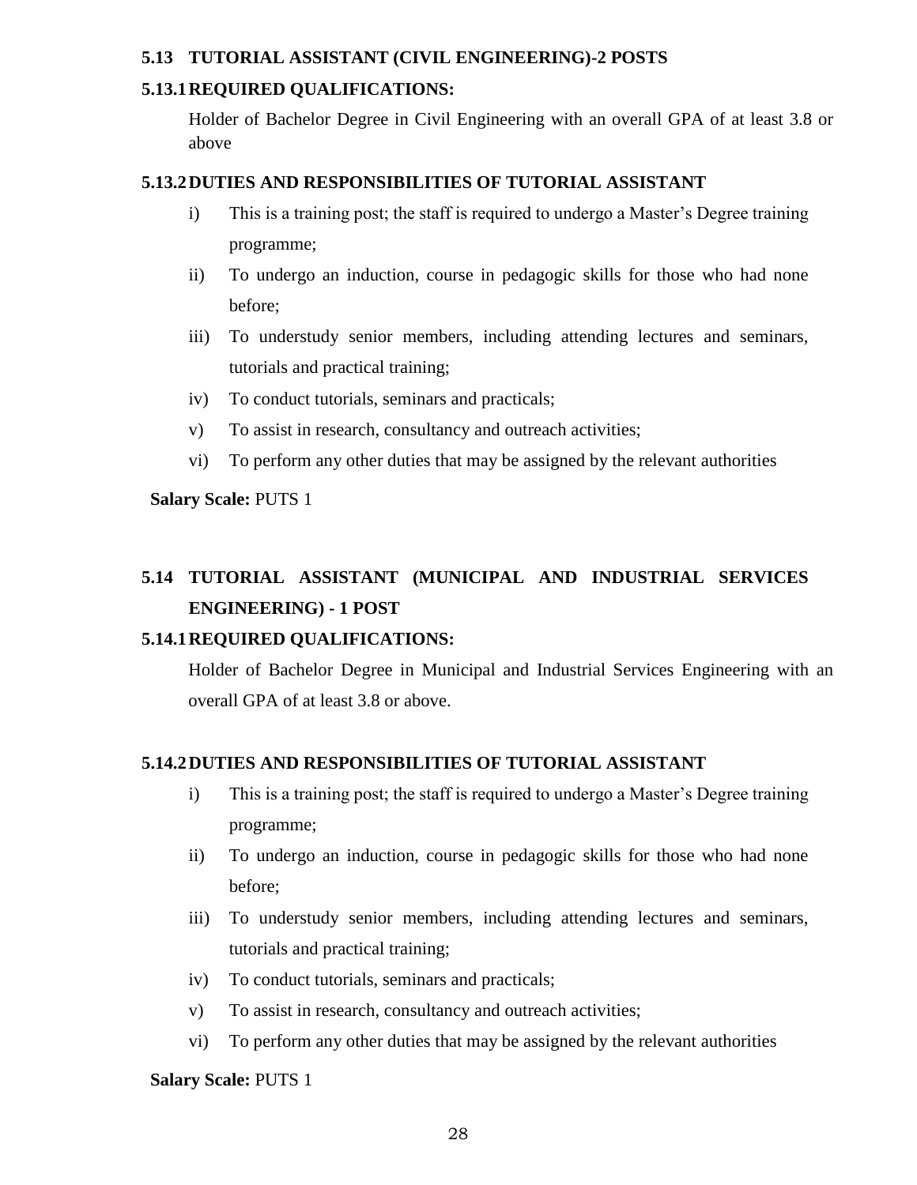### 5.13 TUTORIAL ASSISTANT (CIVIL ENGINEERING)-2 POSTS

#### 5.13.1 REQUIRED QUALIFICATIONS:

Holder of Bachelor Degree in Civil Engineering with an overall GPA of at least 3.8 or above

#### 5.13.2 DUTIES AND RESPONSIBILITIES OF TUTORIAL ASSISTANT

i) This is a training post; the staff is required to undergo a Master's Degree training programme;

ii) To undergo an induction, course in pedagogic skills for those who had none before;

iii) To understudy senior members, including attending lectures and seminars, tutorials and practical training;

iv) To conduct tutorials, seminars and practicals;

v) To assist in research, consultancy and outreach activities;

vi) To perform any other duties that may be assigned by the relevant authorities

**Salary Scale:** PUTS 1

### 5.14 TUTORIAL ASSISTANT (MUNICIPAL AND INDUSTRIAL SERVICES ENGINEERING) - 1 POST

#### 5.14.1 REQUIRED QUALIFICATIONS:

Holder of Bachelor Degree in Municipal and Industrial Services Engineering with an overall GPA of at least 3.8 or above.

#### 5.14.2 DUTIES AND RESPONSIBILITIES OF TUTORIAL ASSISTANT

i) This is a training post; the staff is required to undergo a Master's Degree training programme;

ii) To undergo an induction, course in pedagogic skills for those who had none before;

iii) To understudy senior members, including attending lectures and seminars, tutorials and practical training;

iv) To conduct tutorials, seminars and practicals;

v) To assist in research, consultancy and outreach activities;

vi) To perform any other duties that may be assigned by the relevant authorities

**Salary Scale:** PUTS 1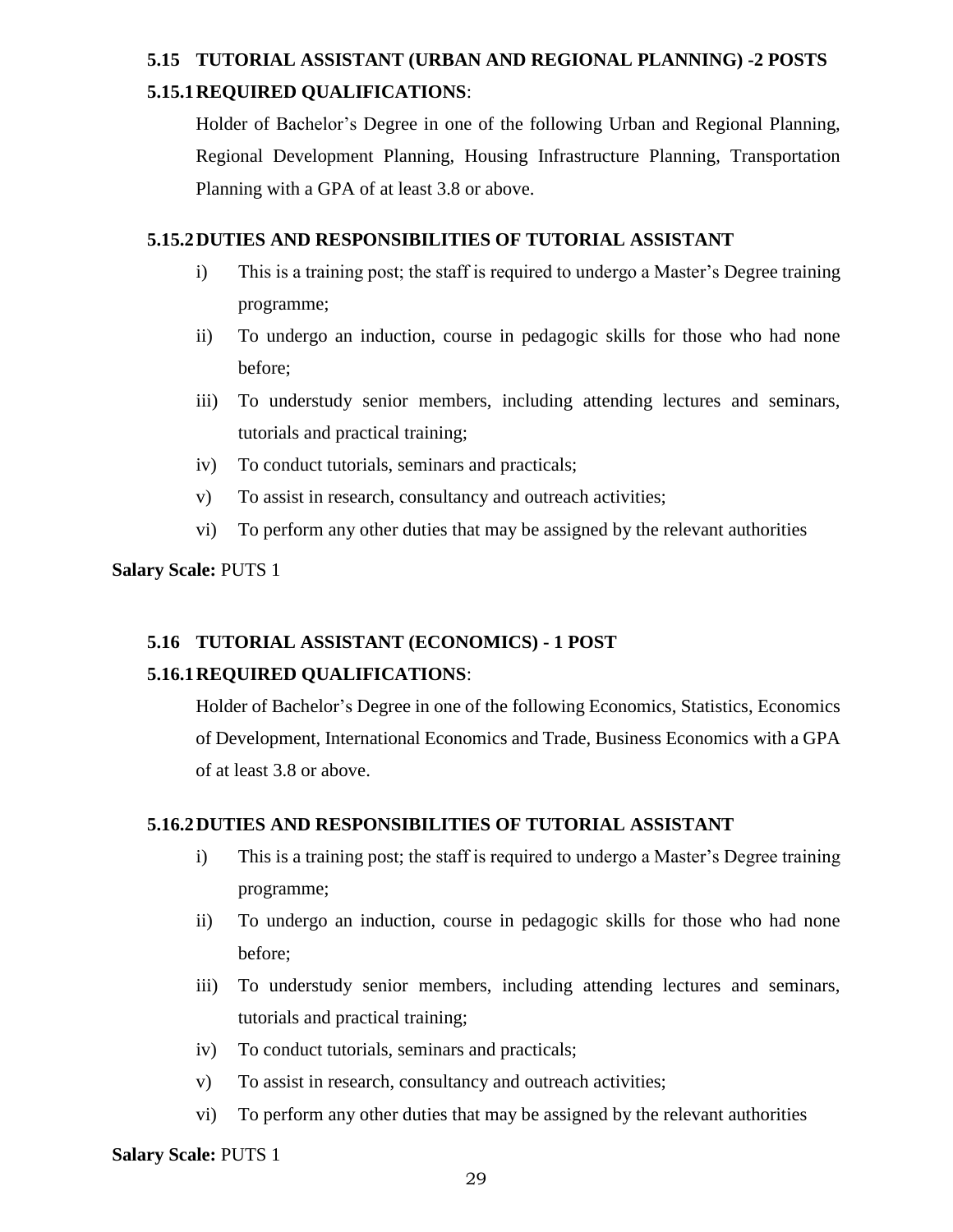### 5.15 TUTORIAL ASSISTANT (URBAN AND REGIONAL PLANNING) -2 POSTS

#### 5.15.1 REQUIRED QUALIFICATIONS:

Holder of Bachelor's Degree in one of the following Urban and Regional Planning, Regional Development Planning, Housing Infrastructure Planning, Transportation Planning with a GPA of at least 3.8 or above.

#### 5.15.2 DUTIES AND RESPONSIBILITIES OF TUTORIAL ASSISTANT

i) This is a training post; the staff is required to undergo a Master's Degree training programme;

ii) To undergo an induction, course in pedagogic skills for those who had none before;

iii) To understudy senior members, including attending lectures and seminars, tutorials and practical training;

iv) To conduct tutorials, seminars and practicals;

v) To assist in research, consultancy and outreach activities;

vi) To perform any other duties that may be assigned by the relevant authorities

**Salary Scale:** PUTS 1

### 5.16 TUTORIAL ASSISTANT (ECONOMICS) - 1 POST

#### 5.16.1 REQUIRED QUALIFICATIONS:

Holder of Bachelor's Degree in one of the following Economics, Statistics, Economics of Development, International Economics and Trade, Business Economics with a GPA of at least 3.8 or above.

#### 5.16.2 DUTIES AND RESPONSIBILITIES OF TUTORIAL ASSISTANT

i) This is a training post; the staff is required to undergo a Master's Degree training programme;

ii) To undergo an induction, course in pedagogic skills for those who had none before;

iii) To understudy senior members, including attending lectures and seminars, tutorials and practical training;

iv) To conduct tutorials, seminars and practicals;

v) To assist in research, consultancy and outreach activities;

vi) To perform any other duties that may be assigned by the relevant authorities

**Salary Scale:** PUTS 1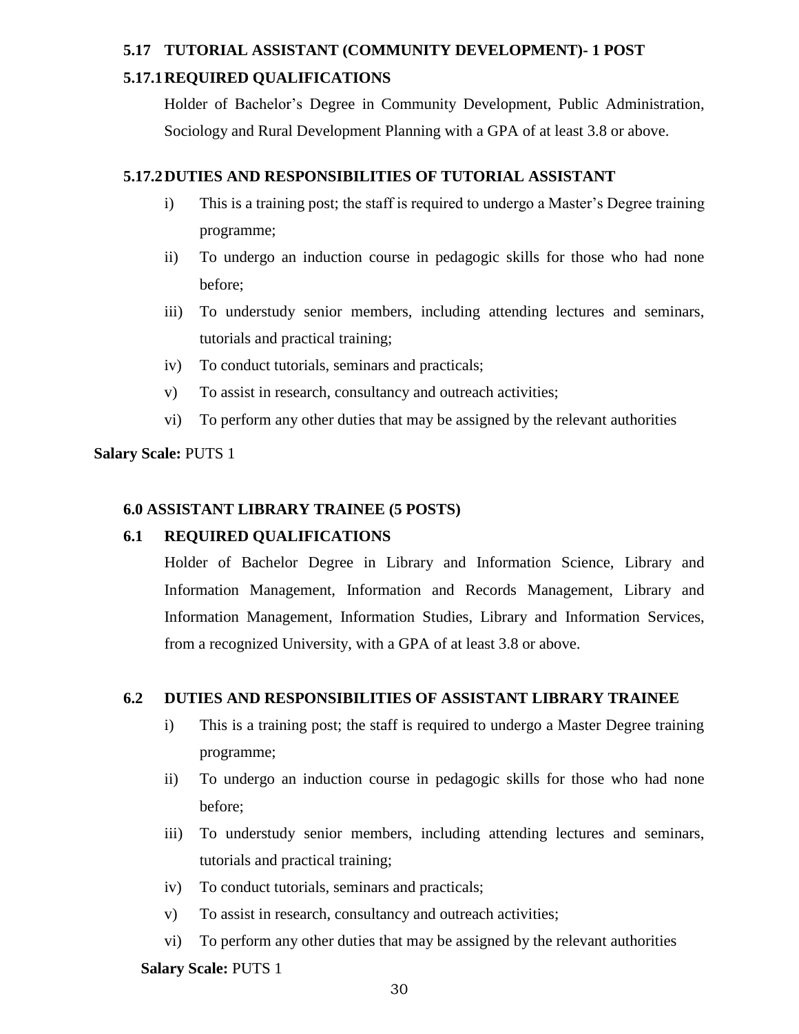### 5.17 TUTORIAL ASSISTANT (COMMUNITY DEVELOPMENT)- 1 POST

#### 5.17.1 REQUIRED QUALIFICATIONS

Holder of Bachelor's Degree in Community Development, Public Administration, Sociology and Rural Development Planning with a GPA of at least 3.8 or above.

#### 5.17.2 DUTIES AND RESPONSIBILITIES OF TUTORIAL ASSISTANT

i) This is a training post; the staff is required to undergo a Master's Degree training programme;

ii) To undergo an induction course in pedagogic skills for those who had none before;

iii) To understudy senior members, including attending lectures and seminars, tutorials and practical training;

iv) To conduct tutorials, seminars and practicals;

v) To assist in research, consultancy and outreach activities;

vi) To perform any other duties that may be assigned by the relevant authorities

**Salary Scale:** PUTS 1

### 6.0 ASSISTANT LIBRARY TRAINEE (5 POSTS)

#### 6.1 REQUIRED QUALIFICATIONS

Holder of Bachelor Degree in Library and Information Science, Library and Information Management, Information and Records Management, Library and Information Management, Information Studies, Library and Information Services, from a recognized University, with a GPA of at least 3.8 or above.

#### 6.2 DUTIES AND RESPONSIBILITIES OF ASSISTANT LIBRARY TRAINEE

i) This is a training post; the staff is required to undergo a Master Degree training programme;

ii) To undergo an induction course in pedagogic skills for those who had none before;

iii) To understudy senior members, including attending lectures and seminars, tutorials and practical training;

iv) To conduct tutorials, seminars and practicals;

v) To assist in research, consultancy and outreach activities;

vi) To perform any other duties that may be assigned by the relevant authorities

**Salary Scale:** PUTS 1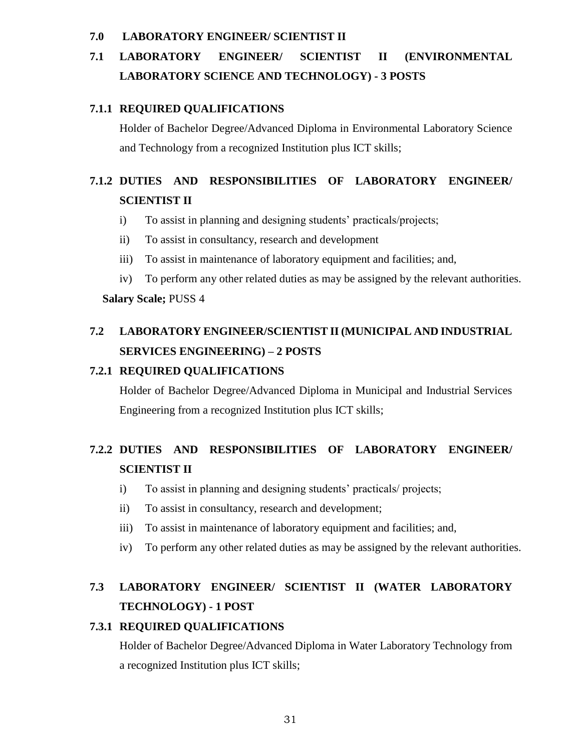## 7.0 LABORATORY ENGINEER/ SCIENTIST II

### 7.1 LABORATORY ENGINEER/ SCIENTIST II (ENVIRONMENTAL LABORATORY SCIENCE AND TECHNOLOGY) - 3 POSTS

#### 7.1.1 REQUIRED QUALIFICATIONS

Holder of Bachelor Degree/Advanced Diploma in Environmental Laboratory Science and Technology from a recognized Institution plus ICT skills;

#### 7.1.2 DUTIES AND RESPONSIBILITIES OF LABORATORY ENGINEER/ SCIENTIST II

i) To assist in planning and designing students' practicals/projects;

ii) To assist in consultancy, research and development

iii) To assist in maintenance of laboratory equipment and facilities; and,

iv) To perform any other related duties as may be assigned by the relevant authorities.

**Salary Scale;** PUSS 4

### 7.2 LABORATORY ENGINEER/SCIENTIST II (MUNICIPAL AND INDUSTRIAL SERVICES ENGINEERING) – 2 POSTS

#### 7.2.1 REQUIRED QUALIFICATIONS

Holder of Bachelor Degree/Advanced Diploma in Municipal and Industrial Services Engineering from a recognized Institution plus ICT skills;

#### 7.2.2 DUTIES AND RESPONSIBILITIES OF LABORATORY ENGINEER/ SCIENTIST II

i) To assist in planning and designing students' practicals/ projects;

ii) To assist in consultancy, research and development;

iii) To assist in maintenance of laboratory equipment and facilities; and,

iv) To perform any other related duties as may be assigned by the relevant authorities.

### 7.3 LABORATORY ENGINEER/ SCIENTIST II (WATER LABORATORY TECHNOLOGY) - 1 POST

#### 7.3.1 REQUIRED QUALIFICATIONS

Holder of Bachelor Degree/Advanced Diploma in Water Laboratory Technology from a recognized Institution plus ICT skills;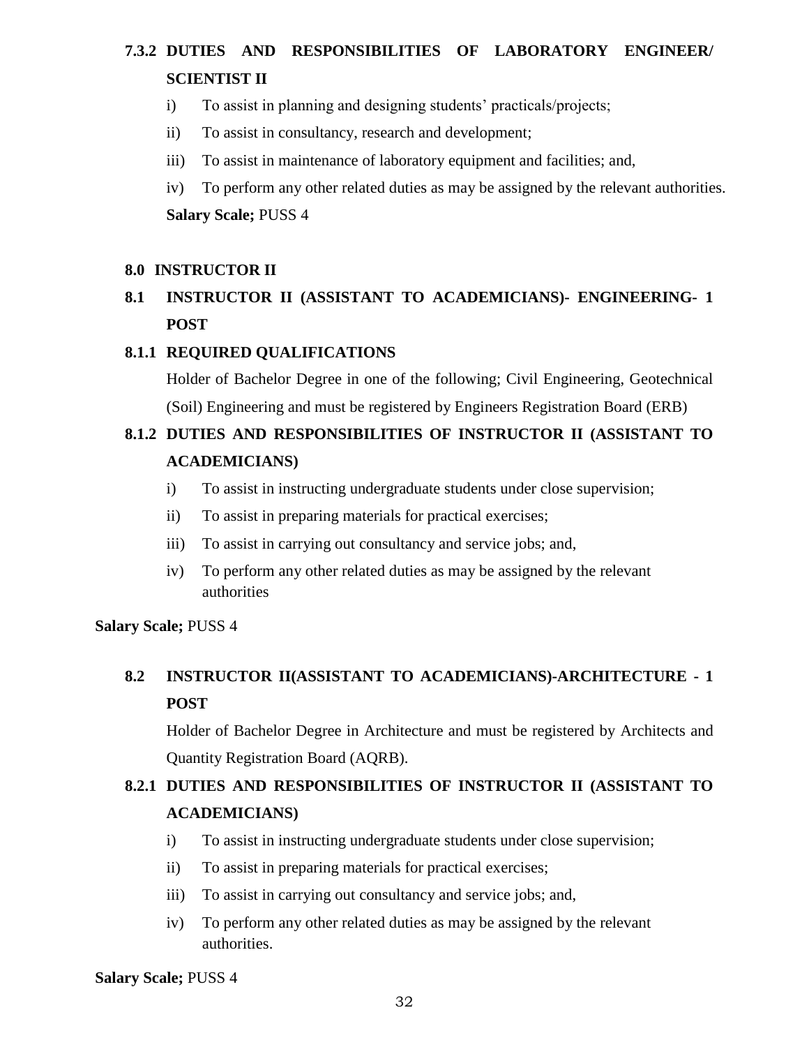### 7.3.2 DUTIES AND RESPONSIBILITIES OF LABORATORY ENGINEER/ SCIENTIST II

i) To assist in planning and designing students' practicals/projects;

ii) To assist in consultancy, research and development;

iii) To assist in maintenance of laboratory equipment and facilities; and,

iv) To perform any other related duties as may be assigned by the relevant authorities.

**Salary Scale;** PUSS 4

## 8.0 INSTRUCTOR II

### 8.1 INSTRUCTOR II (ASSISTANT TO ACADEMICIANS)- ENGINEERING- 1 POST

### 8.1.1 REQUIRED QUALIFICATIONS

Holder of Bachelor Degree in one of the following; Civil Engineering, Geotechnical (Soil) Engineering and must be registered by Engineers Registration Board (ERB)

### 8.1.2 DUTIES AND RESPONSIBILITIES OF INSTRUCTOR II (ASSISTANT TO ACADEMICIANS)

i) To assist in instructing undergraduate students under close supervision;

ii) To assist in preparing materials for practical exercises;

iii) To assist in carrying out consultancy and service jobs; and,

iv) To perform any other related duties as may be assigned by the relevant authorities

**Salary Scale;** PUSS 4

### 8.2 INSTRUCTOR II(ASSISTANT TO ACADEMICIANS)-ARCHITECTURE - 1 POST

Holder of Bachelor Degree in Architecture and must be registered by Architects and Quantity Registration Board (AQRB).

### 8.2.1 DUTIES AND RESPONSIBILITIES OF INSTRUCTOR II (ASSISTANT TO ACADEMICIANS)

i) To assist in instructing undergraduate students under close supervision;

ii) To assist in preparing materials for practical exercises;

iii) To assist in carrying out consultancy and service jobs; and,

iv) To perform any other related duties as may be assigned by the relevant authorities.

**Salary Scale;** PUSS 4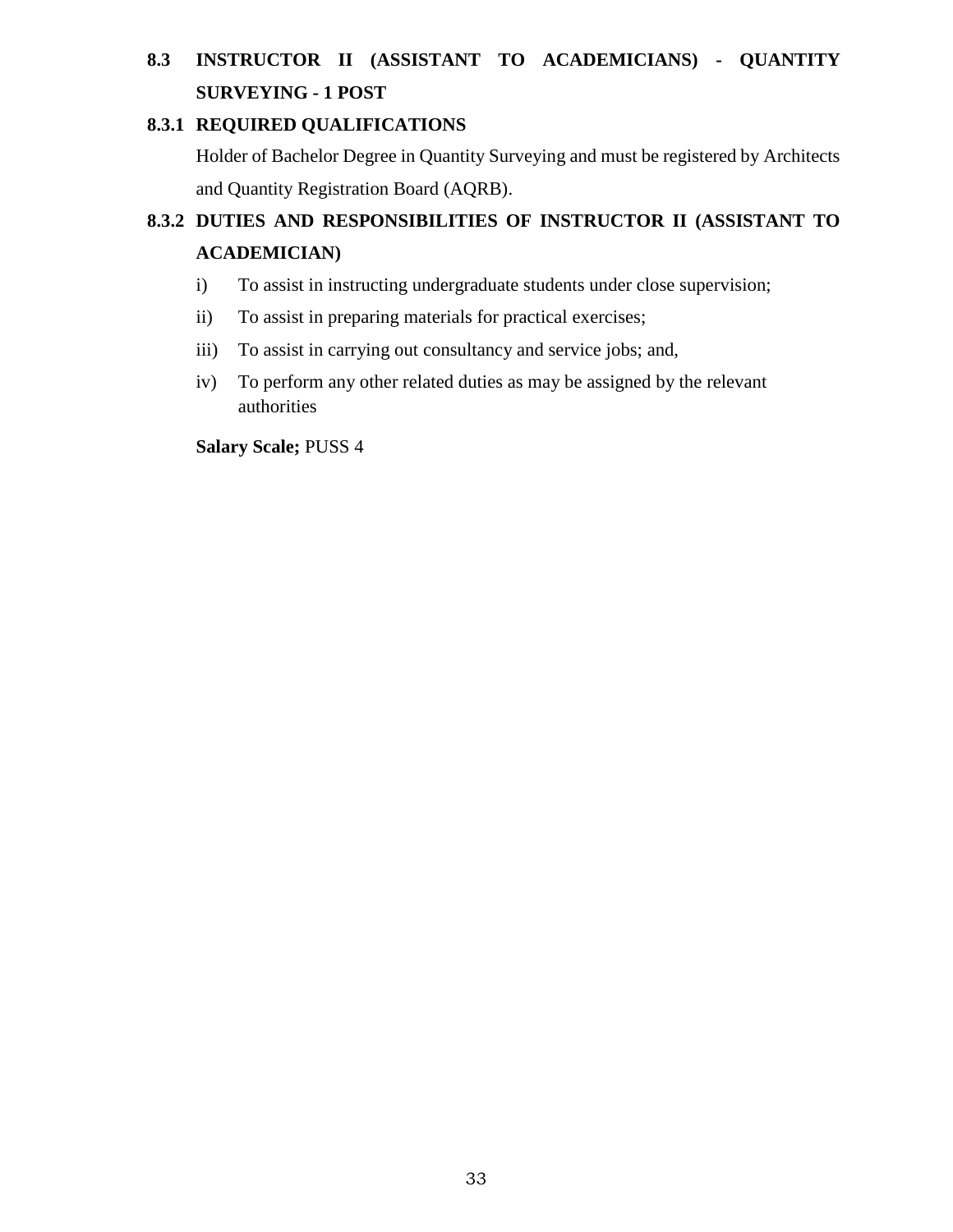## 8.3 INSTRUCTOR II (ASSISTANT TO ACADEMICIANS) - QUANTITY SURVEYING - 1 POST

### 8.3.1 REQUIRED QUALIFICATIONS

Holder of Bachelor Degree in Quantity Surveying and must be registered by Architects and Quantity Registration Board (AQRB).

### 8.3.2 DUTIES AND RESPONSIBILITIES OF INSTRUCTOR II (ASSISTANT TO ACADEMICIAN)

i) To assist in instructing undergraduate students under close supervision;

ii) To assist in preparing materials for practical exercises;

iii) To assist in carrying out consultancy and service jobs; and,

iv) To perform any other related duties as may be assigned by the relevant authorities

**Salary Scale;** PUSS 4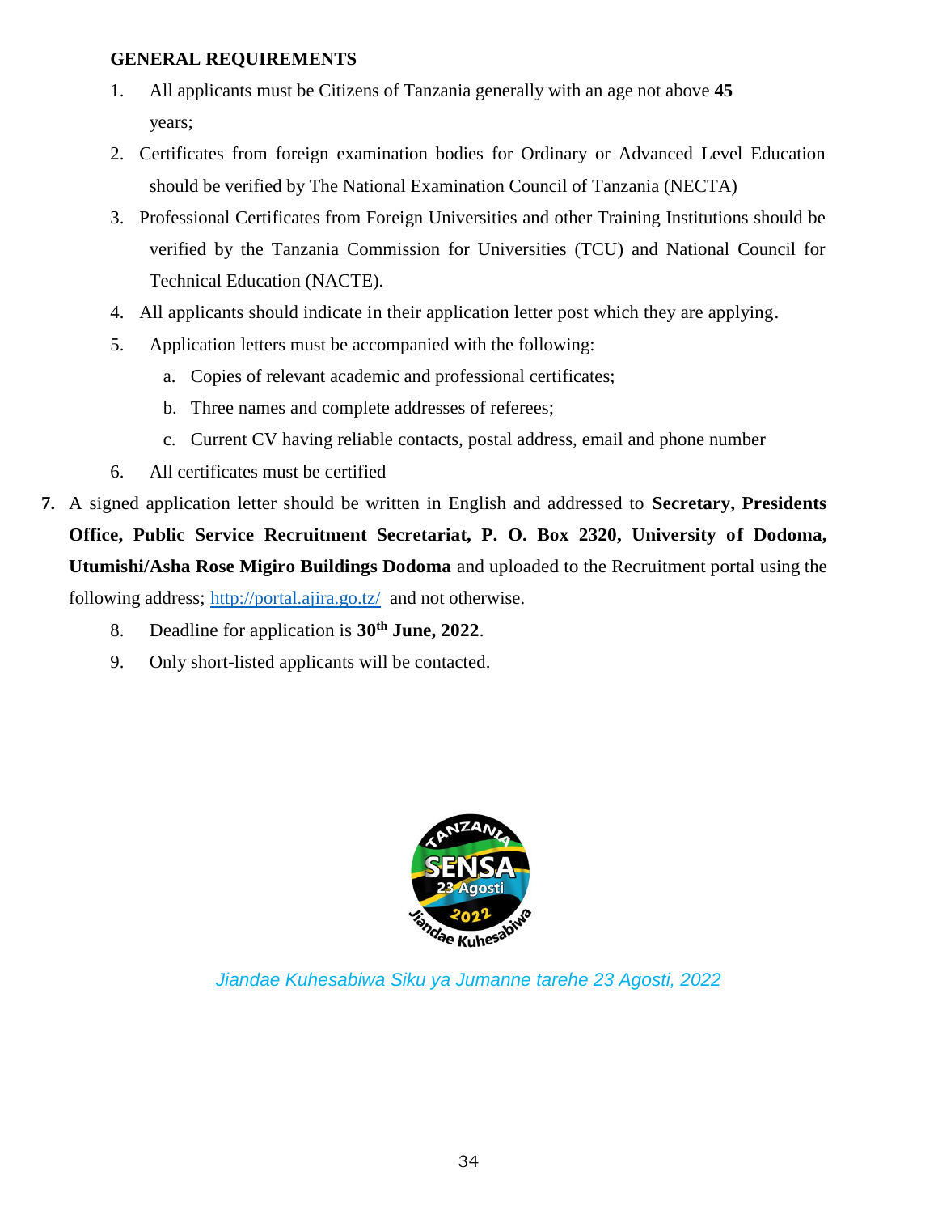**GENERAL REQUIREMENTS**

1. All applicants must be Citizens of Tanzania generally with an age not above **45** years;
2. Certificates from foreign examination bodies for Ordinary or Advanced Level Education should be verified by The National Examination Council of Tanzania (NECTA)
3. Professional Certificates from Foreign Universities and other Training Institutions should be verified by the Tanzania Commission for Universities (TCU) and National Council for Technical Education (NACTE).
4. All applicants should indicate in their application letter post which they are applying.
5. Application letters must be accompanied with the following:
   a. Copies of relevant academic and professional certificates;
   b. Three names and complete addresses of referees;
   c. Current CV having reliable contacts, postal address, email and phone number
6. All certificates must be certified
7. A signed application letter should be written in English and addressed to **Secretary, Presidents Office, Public Service Recruitment Secretariat, P. O. Box 2320, University of Dodoma, Utumishi/Asha Rose Migiro Buildings Dodoma** and uploaded to the Recruitment portal using the following address; http://portal.ajira.go.tz/ and not otherwise.
8. Deadline for application is **30th June, 2022**.
9. Only short-listed applicants will be contacted.

TANZANIA SENSA 23 Agosti 2022 Jiandae Kuhesabiwa

*Jiandae Kuhesabiwa Siku ya Jumanne tarehe 23 Agosti, 2022*